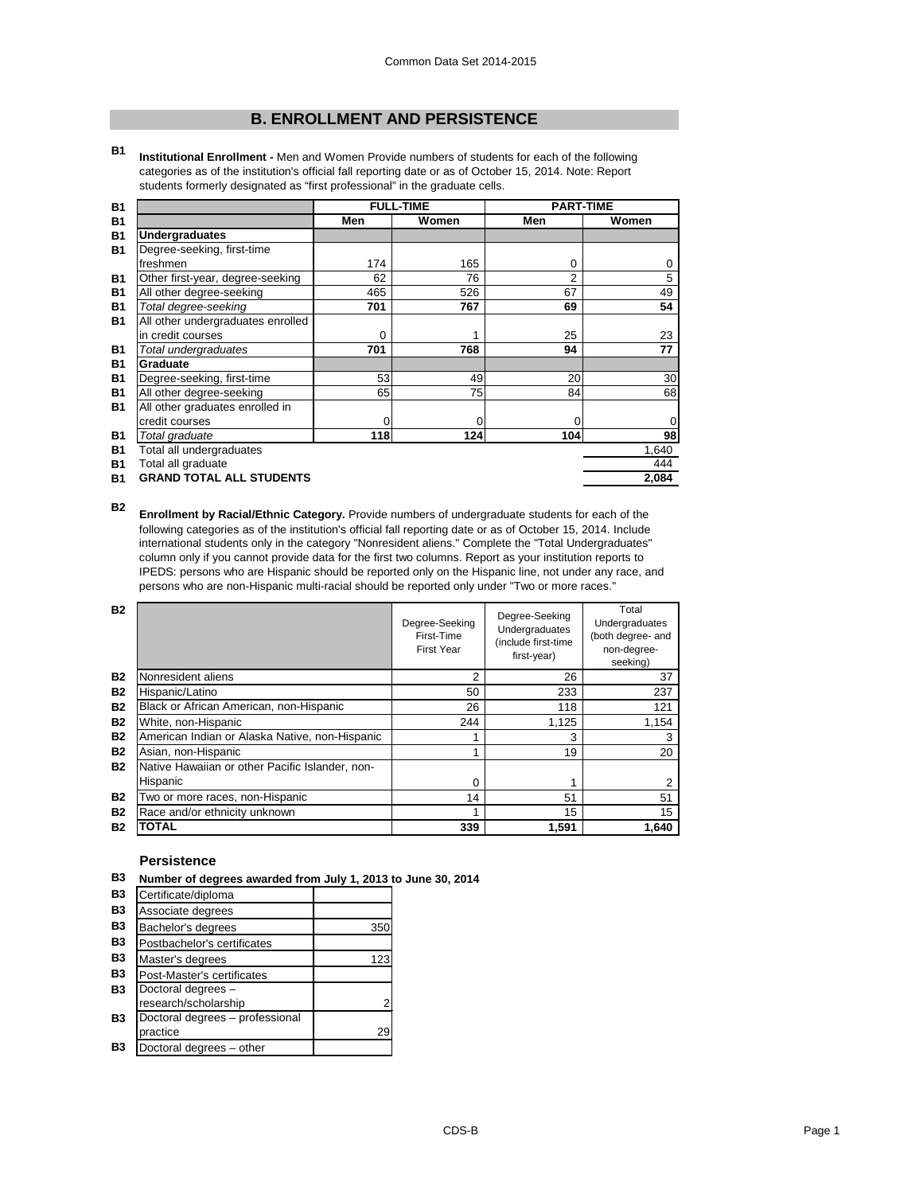# B. ENROLLMENT AND PERSISTENCE

**B1** **Institutional Enrollment -** Men and Women Provide numbers of students for each of the following categories as of the institution's official fall reporting date or as of October 15, 2014. Note: Report students formerly designated as "first professional" in the graduate cells.

| | FULL-TIME | | PART-TIME | |
|---|---|---|---|---|
| | **Men** | **Women** | **Men** | **Women** |
| **Undergraduates** | | | | |
| Degree-seeking, first-time freshmen | 174 | 165 | 0 | 0 |
| Other first-year, degree-seeking | 62 | 76 | 2 | 5 |
| All other degree-seeking | 465 | 526 | 67 | 49 |
| *Total degree-seeking* | **701** | **767** | **69** | **54** |
| All other undergraduates enrolled in credit courses | 0 | 1 | 25 | 23 |
| *Total undergraduates* | **701** | **768** | **94** | **77** |
| **Graduate** | | | | |
| Degree-seeking, first-time | 53 | 49 | 20 | 30 |
| All other degree-seeking | 65 | 75 | 84 | 68 |
| All other graduates enrolled in credit courses | 0 | 0 | 0 | 0 |
| *Total graduate* | **118** | **124** | **104** | **98** |
| Total all undergraduates | | | | 1,640 |
| Total all graduate | | | | 444 |
| **GRAND TOTAL ALL STUDENTS** | | | | **2,084** |

**B2** **Enrollment by Racial/Ethnic Category.** Provide numbers of undergraduate students for each of the following categories as of the institution's official fall reporting date or as of October 15, 2014. Include international students only in the category "Nonresident aliens." Complete the "Total Undergraduates" column only if you cannot provide data for the first two columns. Report as your institution reports to IPEDS: persons who are Hispanic should be reported only on the Hispanic line, not under any race, and persons who are non-Hispanic multi-racial should be reported only under "Two or more races."

| | Degree-Seeking First-Time First Year | Degree-Seeking Undergraduates (include first-time first-year) | Total Undergraduates (both degree- and non-degree-seeking) |
|---|---|---|---|
| Nonresident aliens | 2 | 26 | 37 |
| Hispanic/Latino | 50 | 233 | 237 |
| Black or African American, non-Hispanic | 26 | 118 | 121 |
| White, non-Hispanic | 244 | 1,125 | 1,154 |
| American Indian or Alaska Native, non-Hispanic | 1 | 3 | 3 |
| Asian, non-Hispanic | 1 | 19 | 20 |
| Native Hawaiian or other Pacific Islander, non-Hispanic | 0 | 1 | 2 |
| Two or more races, non-Hispanic | 14 | 51 | 51 |
| Race and/or ethnicity unknown | 1 | 15 | 15 |
| **TOTAL** | **339** | **1,591** | **1,640** |

## Persistence

**B3** **Number of degrees awarded from July 1, 2013 to June 30, 2014**

| Degree | Number |
|---|---|
| Certificate/diploma | |
| Associate degrees | |
| Bachelor's degrees | 350 |
| Postbachelor's certificates | |
| Master's degrees | 123 |
| Post-Master's certificates | |
| Doctoral degrees – research/scholarship | 2 |
| Doctoral degrees – professional practice | 29 |
| Doctoral degrees – other | |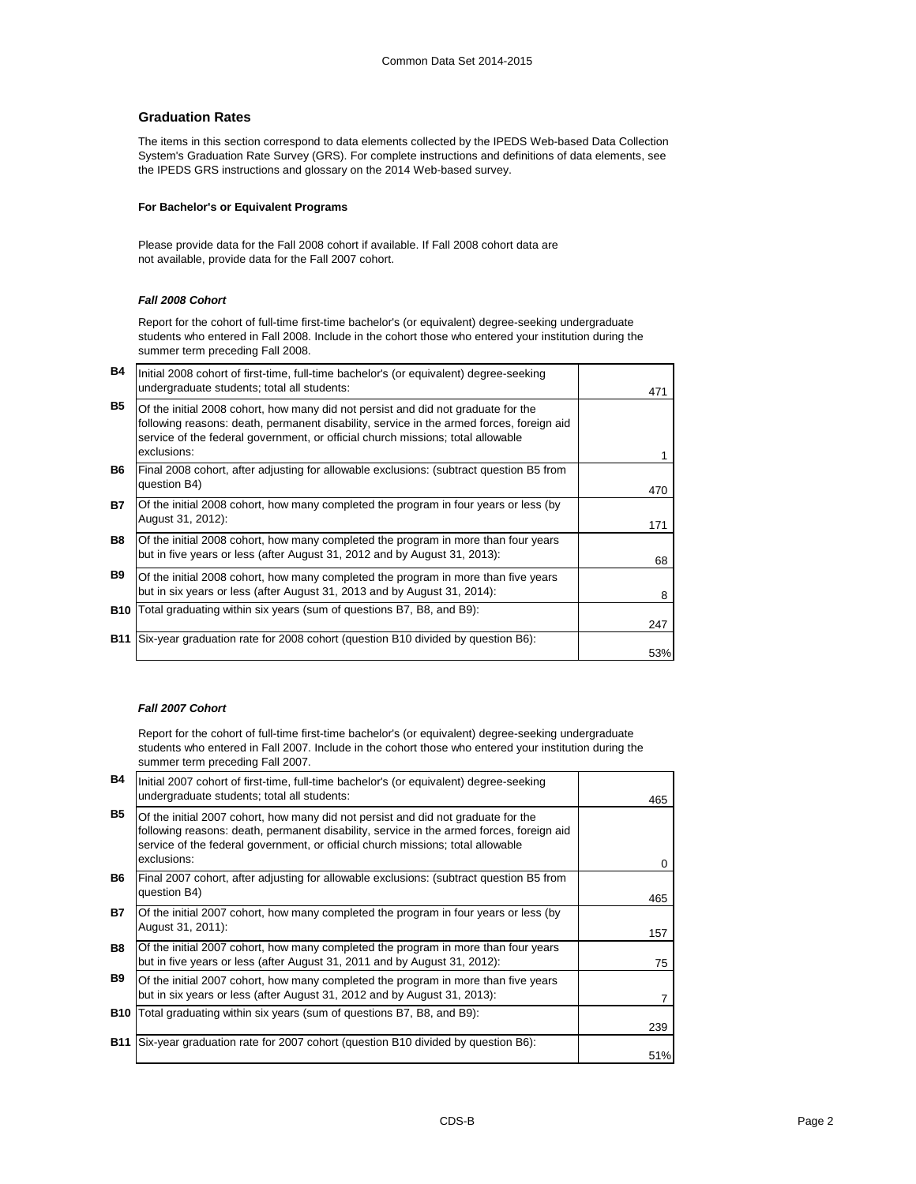## Graduation Rates

The items in this section correspond to data elements collected by the IPEDS Web-based Data Collection System's Graduation Rate Survey (GRS). For complete instructions and definitions of data elements, see the IPEDS GRS instructions and glossary on the 2014 Web-based survey.

**For Bachelor's or Equivalent Programs**

Please provide data for the Fall 2008 cohort if available. If Fall 2008 cohort data are not available, provide data for the Fall 2007 cohort.

### *Fall 2008 Cohort*

Report for the cohort of full-time first-time bachelor's (or equivalent) degree-seeking undergraduate students who entered in Fall 2008. Include in the cohort those who entered your institution during the summer term preceding Fall 2008.

| | | |
|---|---|---|
| B4 | Initial 2008 cohort of first-time, full-time bachelor's (or equivalent) degree-seeking undergraduate students; total all students: | 471 |
| B5 | Of the initial 2008 cohort, how many did not persist and did not graduate for the following reasons: death, permanent disability, service in the armed forces, foreign aid service of the federal government, or official church missions; total allowable exclusions: | 1 |
| B6 | Final 2008 cohort, after adjusting for allowable exclusions: (subtract question B5 from question B4) | 470 |
| B7 | Of the initial 2008 cohort, how many completed the program in four years or less (by August 31, 2012): | 171 |
| B8 | Of the initial 2008 cohort, how many completed the program in more than four years but in five years or less (after August 31, 2012 and by August 31, 2013): | 68 |
| B9 | Of the initial 2008 cohort, how many completed the program in more than five years but in six years or less (after August 31, 2013 and by August 31, 2014): | 8 |
| B10 | Total graduating within six years (sum of questions B7, B8, and B9): | 247 |
| B11 | Six-year graduation rate for 2008 cohort (question B10 divided by question B6): | 53% |

### *Fall 2007 Cohort*

Report for the cohort of full-time first-time bachelor's (or equivalent) degree-seeking undergraduate students who entered in Fall 2007. Include in the cohort those who entered your institution during the summer term preceding Fall 2007.

| | | |
|---|---|---|
| B4 | Initial 2007 cohort of first-time, full-time bachelor's (or equivalent) degree-seeking undergraduate students; total all students: | 465 |
| B5 | Of the initial 2007 cohort, how many did not persist and did not graduate for the following reasons: death, permanent disability, service in the armed forces, foreign aid service of the federal government, or official church missions; total allowable exclusions: | 0 |
| B6 | Final 2007 cohort, after adjusting for allowable exclusions: (subtract question B5 from question B4) | 465 |
| B7 | Of the initial 2007 cohort, how many completed the program in four years or less (by August 31, 2011): | 157 |
| B8 | Of the initial 2007 cohort, how many completed the program in more than four years but in five years or less (after August 31, 2011 and by August 31, 2012): | 75 |
| B9 | Of the initial 2007 cohort, how many completed the program in more than five years but in six years or less (after August 31, 2012 and by August 31, 2013): | 7 |
| B10 | Total graduating within six years (sum of questions B7, B8, and B9): | 239 |
| B11 | Six-year graduation rate for 2007 cohort (question B10 divided by question B6): | 51% |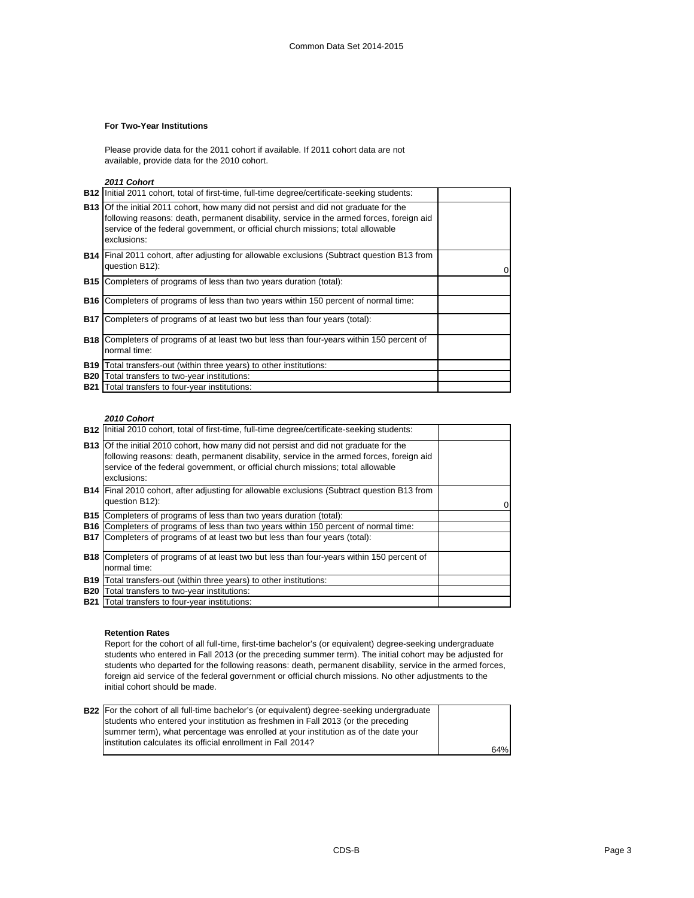### For Two-Year Institutions

Please provide data for the 2011 cohort if available. If 2011 cohort data are not available, provide data for the 2010 cohort.

***2011 Cohort***

| | | |
|---|---|---|
| **B12** | Initial 2011 cohort, total of first-time, full-time degree/certificate-seeking students: | |
| **B13** | Of the initial 2011 cohort, how many did not persist and did not graduate for the following reasons: death, permanent disability, service in the armed forces, foreign aid service of the federal government, or official church missions; total allowable exclusions: | |
| **B14** | Final 2011 cohort, after adjusting for allowable exclusions (Subtract question B13 from question B12): | 0 |
| **B15** | Completers of programs of less than two years duration (total): | |
| **B16** | Completers of programs of less than two years within 150 percent of normal time: | |
| **B17** | Completers of programs of at least two but less than four years (total): | |
| **B18** | Completers of programs of at least two but less than four-years within 150 percent of normal time: | |
| **B19** | Total transfers-out (within three years) to other institutions: | |
| **B20** | Total transfers to two-year institutions: | |
| **B21** | Total transfers to four-year institutions: | |

***2010 Cohort***

| | | |
|---|---|---|
| **B12** | Initial 2010 cohort, total of first-time, full-time degree/certificate-seeking students: | |
| **B13** | Of the initial 2010 cohort, how many did not persist and did not graduate for the following reasons: death, permanent disability, service in the armed forces, foreign aid service of the federal government, or official church missions; total allowable exclusions: | |
| **B14** | Final 2010 cohort, after adjusting for allowable exclusions (Subtract question B13 from question B12): | 0 |
| **B15** | Completers of programs of less than two years duration (total): | |
| **B16** | Completers of programs of less than two years within 150 percent of normal time: | |
| **B17** | Completers of programs of at least two but less than four years (total): | |
| **B18** | Completers of programs of at least two but less than four-years within 150 percent of normal time: | |
| **B19** | Total transfers-out (within three years) to other institutions: | |
| **B20** | Total transfers to two-year institutions: | |
| **B21** | Total transfers to four-year institutions: | |

### Retention Rates

Report for the cohort of all full-time, first-time bachelor's (or equivalent) degree-seeking undergraduate students who entered in Fall 2013 (or the preceding summer term). The initial cohort may be adjusted for students who departed for the following reasons: death, permanent disability, service in the armed forces, foreign aid service of the federal government or official church missions. No other adjustments to the initial cohort should be made.

| | | |
|---|---|---|
| **B22** | For the cohort of all full-time bachelor's (or equivalent) degree-seeking undergraduate students who entered your institution as freshmen in Fall 2013 (or the preceding summer term), what percentage was enrolled at your institution as of the date your institution calculates its official enrollment in Fall 2014? | 64% |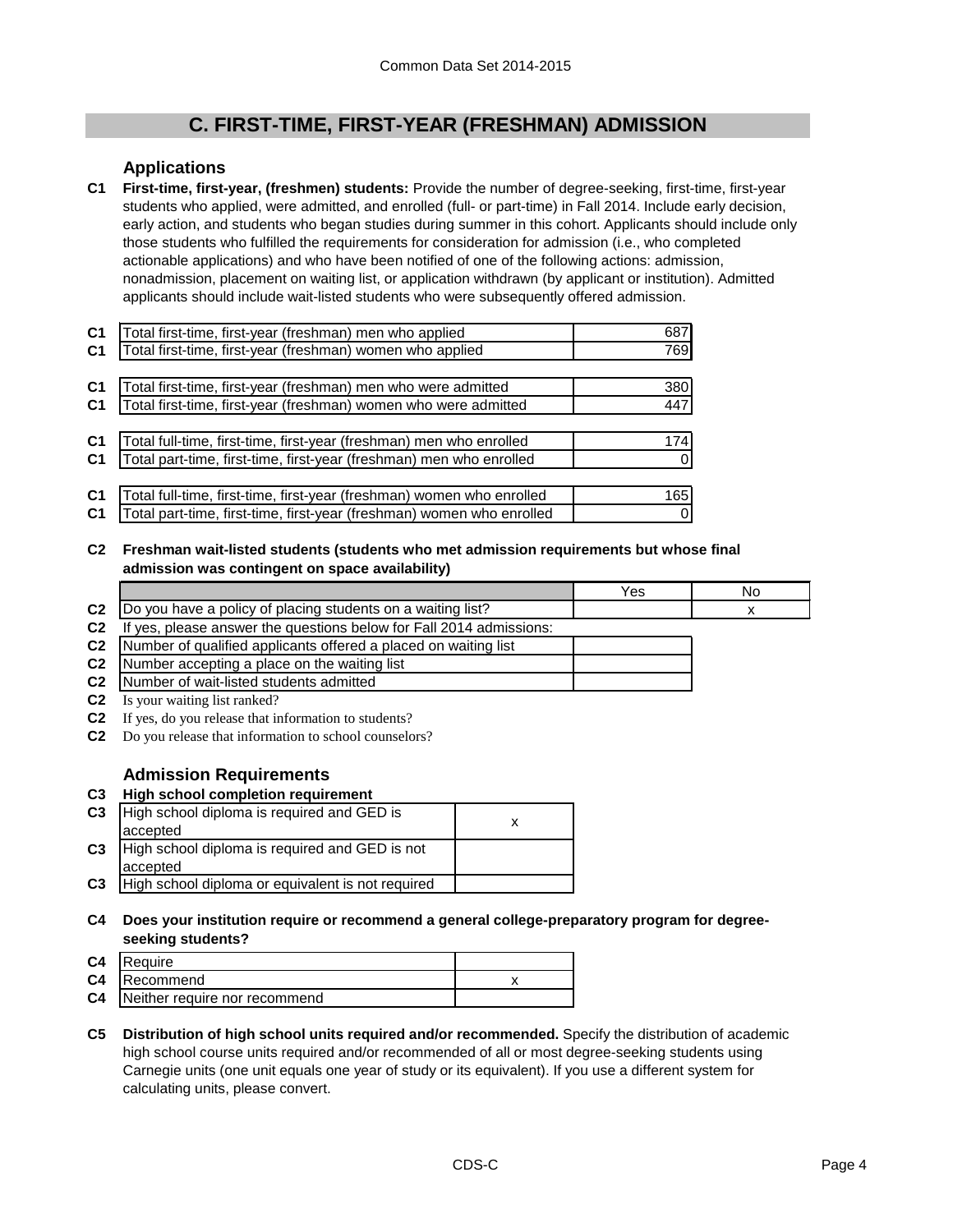Common Data Set 2014-2015

## C. FIRST-TIME, FIRST-YEAR (FRESHMAN) ADMISSION

### Applications

**C1 First-time, first-year, (freshmen) students:** Provide the number of degree-seeking, first-time, first-year students who applied, were admitted, and enrolled (full- or part-time) in Fall 2014. Include early decision, early action, and students who began studies during summer in this cohort. Applicants should include only those students who fulfilled the requirements for consideration for admission (i.e., who completed actionable applications) and who have been notified of one of the following actions: admission, nonadmission, placement on waiting list, or application withdrawn (by applicant or institution). Admitted applicants should include wait-listed students who were subsequently offered admission.

| | | |
|---|---|---|
| C1 | Total first-time, first-year (freshman) men who applied | 687 |
| C1 | Total first-time, first-year (freshman) women who applied | 769 |
| C1 | Total first-time, first-year (freshman) men who were admitted | 380 |
| C1 | Total first-time, first-year (freshman) women who were admitted | 447 |
| C1 | Total full-time, first-time, first-year (freshman) men who enrolled | 174 |
| C1 | Total part-time, first-time, first-year (freshman) men who enrolled | 0 |
| C1 | Total full-time, first-time, first-year (freshman) women who enrolled | 165 |
| C1 | Total part-time, first-time, first-year (freshman) women who enrolled | 0 |

**C2 Freshman wait-listed students (students who met admission requirements but whose final admission was contingent on space availability)**

| | | Yes | No |
|---|---|---|---|
| C2 | Do you have a policy of placing students on a waiting list? | | x |
| C2 | If yes, please answer the questions below for Fall 2014 admissions: | | |
| C2 | Number of qualified applicants offered a placed on waiting list | | |
| C2 | Number accepting a place on the waiting list | | |
| C2 | Number of wait-listed students admitted | | |
| C2 | Is your waiting list ranked? | | |
| C2 | If yes, do you release that information to students? | | |
| C2 | Do you release that information to school counselors? | | |

### Admission Requirements

**C3 High school completion requirement**

| | | |
|---|---|---|
| C3 | High school diploma is required and GED is accepted | x |
| C3 | High school diploma is required and GED is not accepted | |
| C3 | High school diploma or equivalent is not required | |

**C4 Does your institution require or recommend a general college-preparatory program for degree-seeking students?**

| | | |
|---|---|---|
| C4 | Require | |
| C4 | Recommend | x |
| C4 | Neither require nor recommend | |

**C5 Distribution of high school units required and/or recommended.** Specify the distribution of academic high school course units required and/or recommended of all or most degree-seeking students using Carnegie units (one unit equals one year of study or its equivalent). If you use a different system for calculating units, please convert.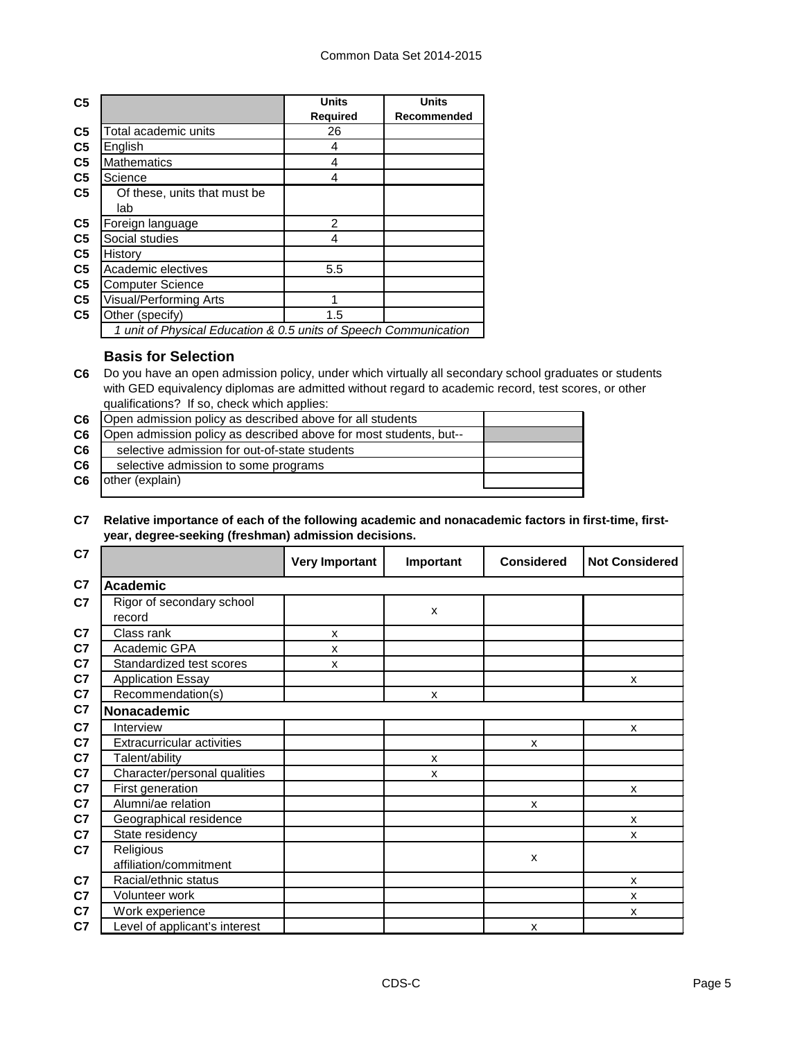| C5 | | Units Required | Units Recommended |
|---|---|---|---|
| C5 | Total academic units | 26 | |
| C5 | English | 4 | |
| C5 | Mathematics | 4 | |
| C5 | Science | 4 | |
| C5 | Of these, units that must be lab | | |
| C5 | Foreign language | 2 | |
| C5 | Social studies | 4 | |
| C5 | History | | |
| C5 | Academic electives | 5.5 | |
| C5 | Computer Science | | |
| C5 | Visual/Performing Arts | 1 | |
| C5 | Other (specify) | 1.5 | |
| | *1 unit of Physical Education & 0.5 units of Speech Communication* | | |

### Basis for Selection

**C6** Do you have an open admission policy, under which virtually all secondary school graduates or students with GED equivalency diplomas are admitted without regard to academic record, test scores, or other qualifications? If so, check which applies:

| | | |
|---|---|---|
| C6 | Open admission policy as described above for all students | |
| C6 | Open admission policy as described above for most students, but-- | |
| C6 | selective admission for out-of-state students | |
| C6 | selective admission to some programs | |
| C6 | other (explain) | |

**C7 Relative importance of each of the following academic and nonacademic factors in first-time, first-year, degree-seeking (freshman) admission decisions.**

| C7 | | Very Important | Important | Considered | Not Considered |
|---|---|---|---|---|---|
| C7 | **Academic** | | | | |
| C7 | Rigor of secondary school record | | x | | |
| C7 | Class rank | x | | | |
| C7 | Academic GPA | x | | | |
| C7 | Standardized test scores | x | | | |
| C7 | Application Essay | | | | x |
| C7 | Recommendation(s) | | x | | |
| C7 | **Nonacademic** | | | | |
| C7 | Interview | | | | x |
| C7 | Extracurricular activities | | | x | |
| C7 | Talent/ability | | x | | |
| C7 | Character/personal qualities | | x | | |
| C7 | First generation | | | | x |
| C7 | Alumni/ae relation | | | x | |
| C7 | Geographical residence | | | | x |
| C7 | State residency | | | | x |
| C7 | Religious affiliation/commitment | | | x | |
| C7 | Racial/ethnic status | | | | x |
| C7 | Volunteer work | | | | x |
| C7 | Work experience | | | | x |
| C7 | Level of applicant's interest | | | x | |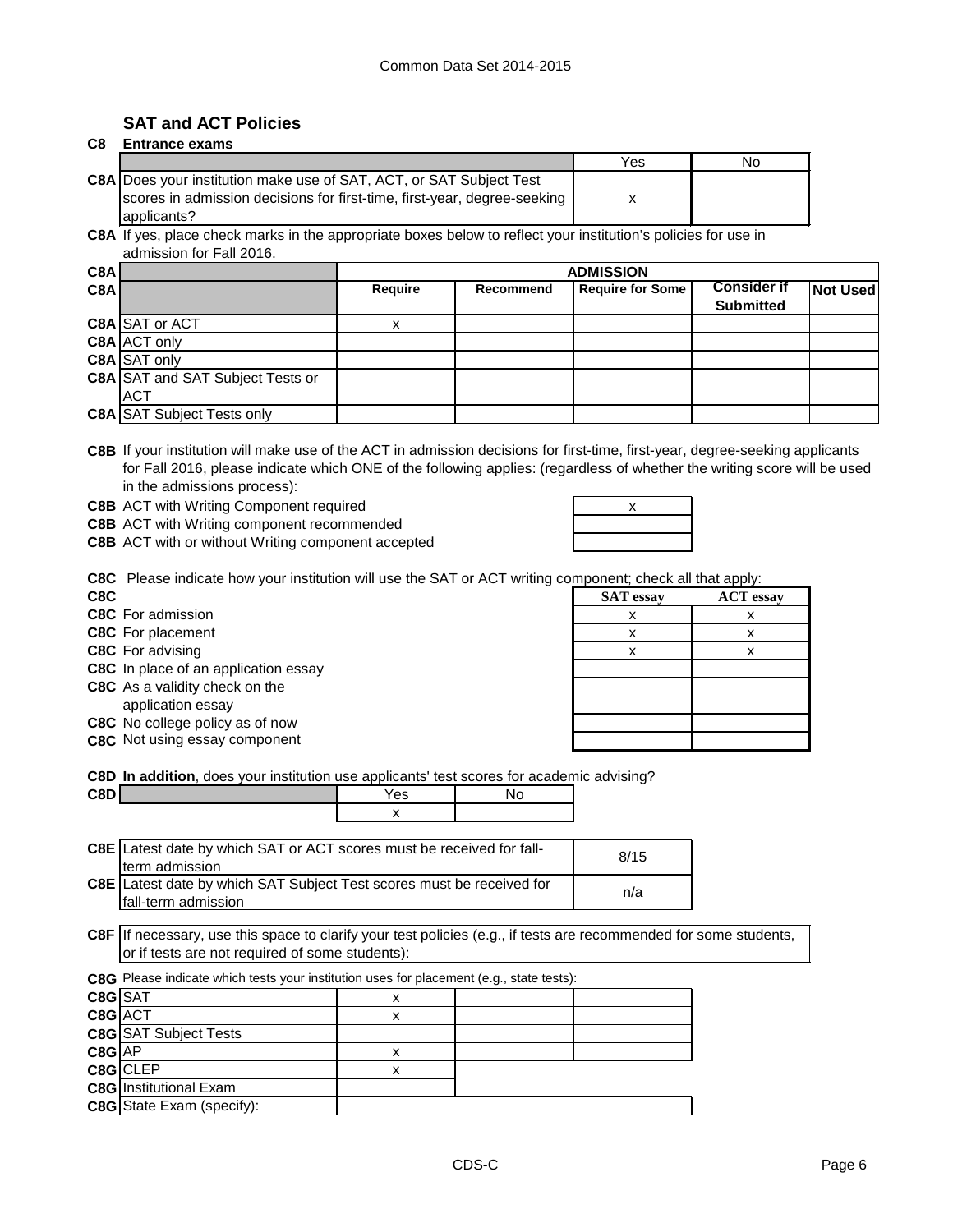## SAT and ACT Policies

**C8 Entrance exams**

| | | Yes | No |
|---|---|---|---|
| C8A | Does your institution make use of SAT, ACT, or SAT Subject Test scores in admission decisions for first-time, first-year, degree-seeking applicants? | x | |

**C8A** If yes, place check marks in the appropriate boxes below to reflect your institution's policies for use in admission for Fall 2016.

| C8A | | ADMISSION | | | | |
|---|---|---|---|---|---|---|
| C8A | | Require | Recommend | Require for Some | Consider if Submitted | Not Used |
| C8A | SAT or ACT | x | | | | |
| C8A | ACT only | | | | | |
| C8A | SAT only | | | | | |
| C8A | SAT and SAT Subject Tests or ACT | | | | | |
| C8A | SAT Subject Tests only | | | | | |

**C8B** If your institution will make use of the ACT in admission decisions for first-time, first-year, degree-seeking applicants for Fall 2016, please indicate which ONE of the following applies: (regardless of whether the writing score will be used in the admissions process):

| | | |
|---|---|---|
| C8B | ACT with Writing Component required | x |
| C8B | ACT with Writing component recommended | |
| C8B | ACT with or without Writing component accepted | |

**C8C** Please indicate how your institution will use the SAT or ACT writing component; check all that apply:

| C8C | | SAT essay | ACT essay |
|---|---|---|---|
| C8C | For admission | x | x |
| C8C | For placement | x | x |
| C8C | For advising | x | x |
| C8C | In place of an application essay | | |
| C8C | As a validity check on the application essay | | |
| C8C | No college policy as of now | | |
| C8C | Not using essay component | | |

**C8D** **In addition**, does your institution use applicants' test scores for academic advising?

| C8D | | Yes | No |
|---|---|---|---|
| | | x | |

| | | |
|---|---|---|
| C8E | Latest date by which SAT or ACT scores must be received for fall-term admission | 8/15 |
| C8E | Latest date by which SAT Subject Test scores must be received for fall-term admission | n/a |

**C8F** If necessary, use this space to clarify your test policies (e.g., if tests are recommended for some students, or if tests are not required of some students):

**C8G** Please indicate which tests your institution uses for placement (e.g., state tests):

| | | | | |
|---|---|---|---|---|
| C8G | SAT | x | | |
| C8G | ACT | x | | |
| C8G | SAT Subject Tests | | | |
| C8G | AP | x | | |
| C8G | CLEP | x | | |
| C8G | Institutional Exam | | | |
| C8G | State Exam (specify): | | | |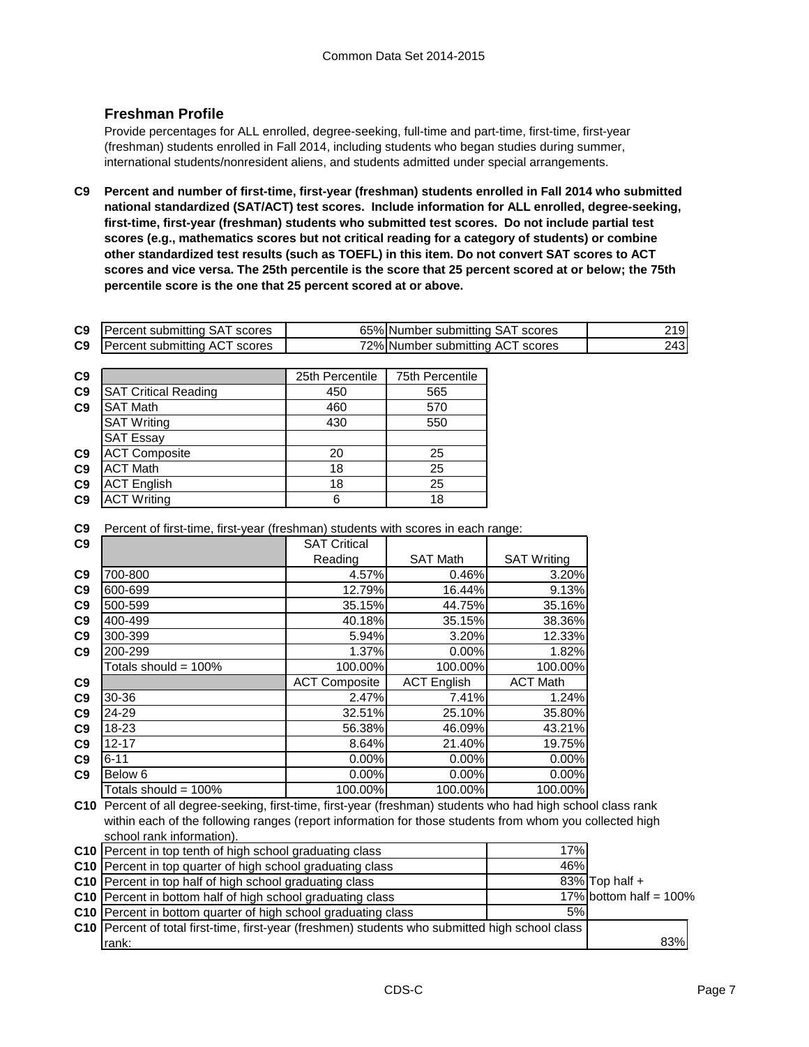## Freshman Profile

Provide percentages for ALL enrolled, degree-seeking, full-time and part-time, first-time, first-year (freshman) students enrolled in Fall 2014, including students who began studies during summer, international students/nonresident aliens, and students admitted under special arrangements.

**C9 Percent and number of first-time, first-year (freshman) students enrolled in Fall 2014 who submitted national standardized (SAT/ACT) test scores. Include information for ALL enrolled, degree-seeking, first-time, first-year (freshman) students who submitted test scores. Do not include partial test scores (e.g., mathematics scores but not critical reading for a category of students) or combine other standardized test results (such as TOEFL) in this item. Do not convert SAT scores to ACT scores and vice versa. The 25th percentile is the score that 25 percent scored at or below; the 75th percentile score is the one that 25 percent scored at or above.**

| | | | | |
|---|---|---|---|---|
| C9 | Percent submitting SAT scores | 65% | Number submitting SAT scores | 219 |
| C9 | Percent submitting ACT scores | 72% | Number submitting ACT scores | 243 |

| | | 25th Percentile | 75th Percentile |
|---|---|---|---|
| C9 | SAT Critical Reading | 450 | 565 |
| C9 | SAT Math | 460 | 570 |
| | SAT Writing | 430 | 550 |
| | SAT Essay | | |
| C9 | ACT Composite | 20 | 25 |
| C9 | ACT Math | 18 | 25 |
| C9 | ACT English | 18 | 25 |
| C9 | ACT Writing | 6 | 18 |

**C9** Percent of first-time, first-year (freshman) students with scores in each range:

| | | SAT Critical Reading | SAT Math | SAT Writing |
|---|---|---|---|---|
| C9 | 700-800 | 4.57% | 0.46% | 3.20% |
| C9 | 600-699 | 12.79% | 16.44% | 9.13% |
| C9 | 500-599 | 35.15% | 44.75% | 35.16% |
| C9 | 400-499 | 40.18% | 35.15% | 38.36% |
| C9 | 300-399 | 5.94% | 3.20% | 12.33% |
| C9 | 200-299 | 1.37% | 0.00% | 1.82% |
| | Totals should = 100% | 100.00% | 100.00% | 100.00% |
| C9 | | ACT Composite | ACT English | ACT Math |
| C9 | 30-36 | 2.47% | 7.41% | 1.24% |
| C9 | 24-29 | 32.51% | 25.10% | 35.80% |
| C9 | 18-23 | 56.38% | 46.09% | 43.21% |
| C9 | 12-17 | 8.64% | 21.40% | 19.75% |
| C9 | 6-11 | 0.00% | 0.00% | 0.00% |
| C9 | Below 6 | 0.00% | 0.00% | 0.00% |
| | Totals should = 100% | 100.00% | 100.00% | 100.00% |

**C10** Percent of all degree-seeking, first-time, first-year (freshman) students who had high school class rank within each of the following ranges (report information for those students from whom you collected high school rank information).

| | | | |
|---|---|---|---|
| C10 | Percent in top tenth of high school graduating class | 17% | |
| C10 | Percent in top quarter of high school graduating class | 46% | |
| C10 | Percent in top half of high school graduating class | 83% | Top half + |
| C10 | Percent in bottom half of high school graduating class | 17% | bottom half = 100% |
| C10 | Percent in bottom quarter of high school graduating class | 5% | |
| C10 | Percent of total first-time, first-year (freshmen) students who submitted high school class rank: | | 83% |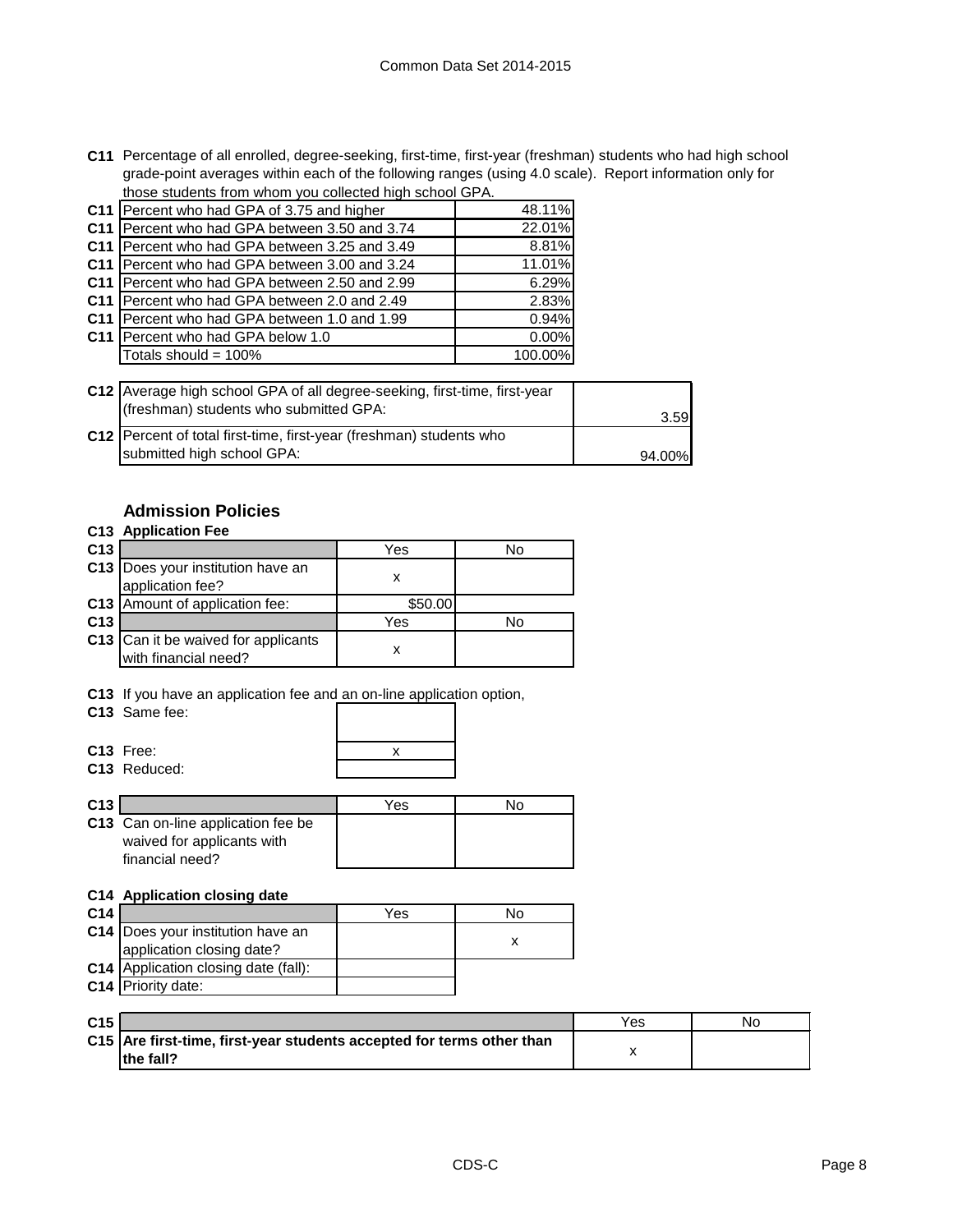**C11** Percentage of all enrolled, degree-seeking, first-time, first-year (freshman) students who had high school grade-point averages within each of the following ranges (using 4.0 scale). Report information only for those students from whom you collected high school GPA.

| | | |
|---|---|---|
| C11 | Percent who had GPA of 3.75 and higher | 48.11% |
| C11 | Percent who had GPA between 3.50 and 3.74 | 22.01% |
| C11 | Percent who had GPA between 3.25 and 3.49 | 8.81% |
| C11 | Percent who had GPA between 3.00 and 3.24 | 11.01% |
| C11 | Percent who had GPA between 2.50 and 2.99 | 6.29% |
| C11 | Percent who had GPA between 2.0 and 2.49 | 2.83% |
| C11 | Percent who had GPA between 1.0 and 1.99 | 0.94% |
| C11 | Percent who had GPA below 1.0 | 0.00% |
| | Totals should = 100% | 100.00% |

| | | |
|---|---|---|
| C12 | Average high school GPA of all degree-seeking, first-time, first-year (freshman) students who submitted GPA: | 3.59 |
| C12 | Percent of total first-time, first-year (freshman) students who submitted high school GPA: | 94.00% |

## Admission Policies

**C13 Application Fee**

| | | Yes | No |
|---|---|---|---|
| C13 | Does your institution have an application fee? | x | |
| C13 | Amount of application fee: | $50.00 | |
| C13 | | Yes | No |
| C13 | Can it be waived for applicants with financial need? | x | |

**C13** If you have an application fee and an on-line application option,

| | | |
|---|---|---|
| C13 | Same fee: | |
| C13 | Free: | x |
| C13 | Reduced: | |

| | | Yes | No |
|---|---|---|---|
| C13 | Can on-line application fee be waived for applicants with financial need? | | |

**C14 Application closing date**

| | | Yes | No |
|---|---|---|---|
| C14 | Does your institution have an application closing date? | | x |
| C14 | Application closing date (fall): | | |
| C14 | Priority date: | | |

| | | Yes | No |
|---|---|---|---|
| C15 | **Are first-time, first-year students accepted for terms other than the fall?** | x | |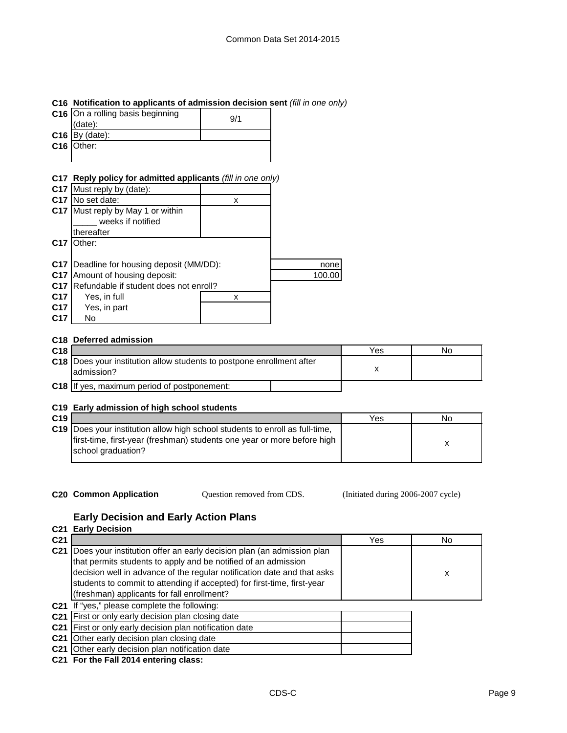**C16 Notification to applicants of admission decision sent** *(fill in one only)*

| | | |
|---|---|---|
| C16 | On a rolling basis beginning (date): | 9/1 |
| C16 | By (date): | |
| C16 | Other: | |

**C17 Reply policy for admitted applicants** *(fill in one only)*

| | | |
|---|---|---|
| C17 | Must reply by (date): | |
| C17 | No set date: | x |
| C17 | Must reply by May 1 or within _____ weeks if notified thereafter | |
| C17 | Other: | |

| | | |
|---|---|---|
| C17 | Deadline for housing deposit (MM/DD): | none |
| C17 | Amount of housing deposit: | 100.00 |
| C17 | Refundable if student does not enroll? | |
| C17 | Yes, in full | x |
| C17 | Yes, in part | |
| C17 | No | |

**C18 Deferred admission**

| C18 | | Yes | No |
|---|---|---|---|
| C18 | Does your institution allow students to postpone enrollment after admission? | x | |
| C18 | If yes, maximum period of postponement: | | |

**C19 Early admission of high school students**

| C19 | | Yes | No |
|---|---|---|---|
| C19 | Does your institution allow high school students to enroll as full-time, first-time, first-year (freshman) students one year or more before high school graduation? | | x |

**C20 Common Application** Question removed from CDS. (Initiated during 2006-2007 cycle)

## Early Decision and Early Action Plans

**C21 Early Decision**

| C21 | | Yes | No |
|---|---|---|---|
| C21 | Does your institution offer an early decision plan (an admission plan that permits students to apply and be notified of an admission decision well in advance of the regular notification date and that asks students to commit to attending if accepted) for first-time, first-year (freshman) applicants for fall enrollment? | | x |

C21 If "yes," please complete the following:

| | | |
|---|---|---|
| C21 | First or only early decision plan closing date | |
| C21 | First or only early decision plan notification date | |
| C21 | Other early decision plan closing date | |
| C21 | Other early decision plan notification date | |

**C21 For the Fall 2014 entering class:**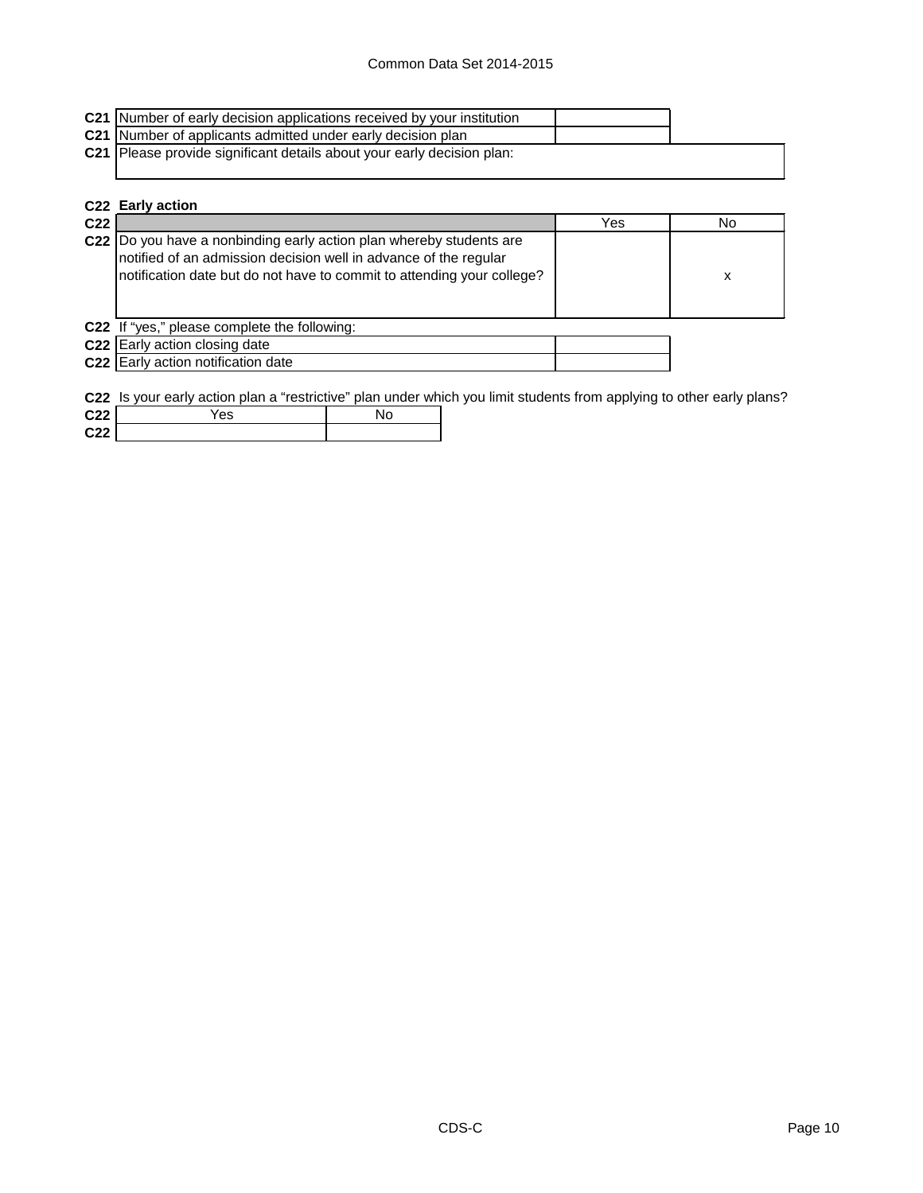| | | |
|---|---|---|
| **C21** | Number of early decision applications received by your institution | |
| **C21** | Number of applicants admitted under early decision plan | |
| **C21** | Please provide significant details about your early decision plan: | |

**C22 Early action**

| | | Yes | No |
|---|---|---|---|
| **C22** | Do you have a nonbinding early action plan whereby students are notified of an admission decision well in advance of the regular notification date but do not have to commit to attending your college? | | x |

**C22** If "yes," please complete the following:

| | | |
|---|---|---|
| **C22** | Early action closing date | |
| **C22** | Early action notification date | |

**C22** Is your early action plan a "restrictive" plan under which you limit students from applying to other early plans?

| | Yes | No |
|---|---|---|
| **C22** | | |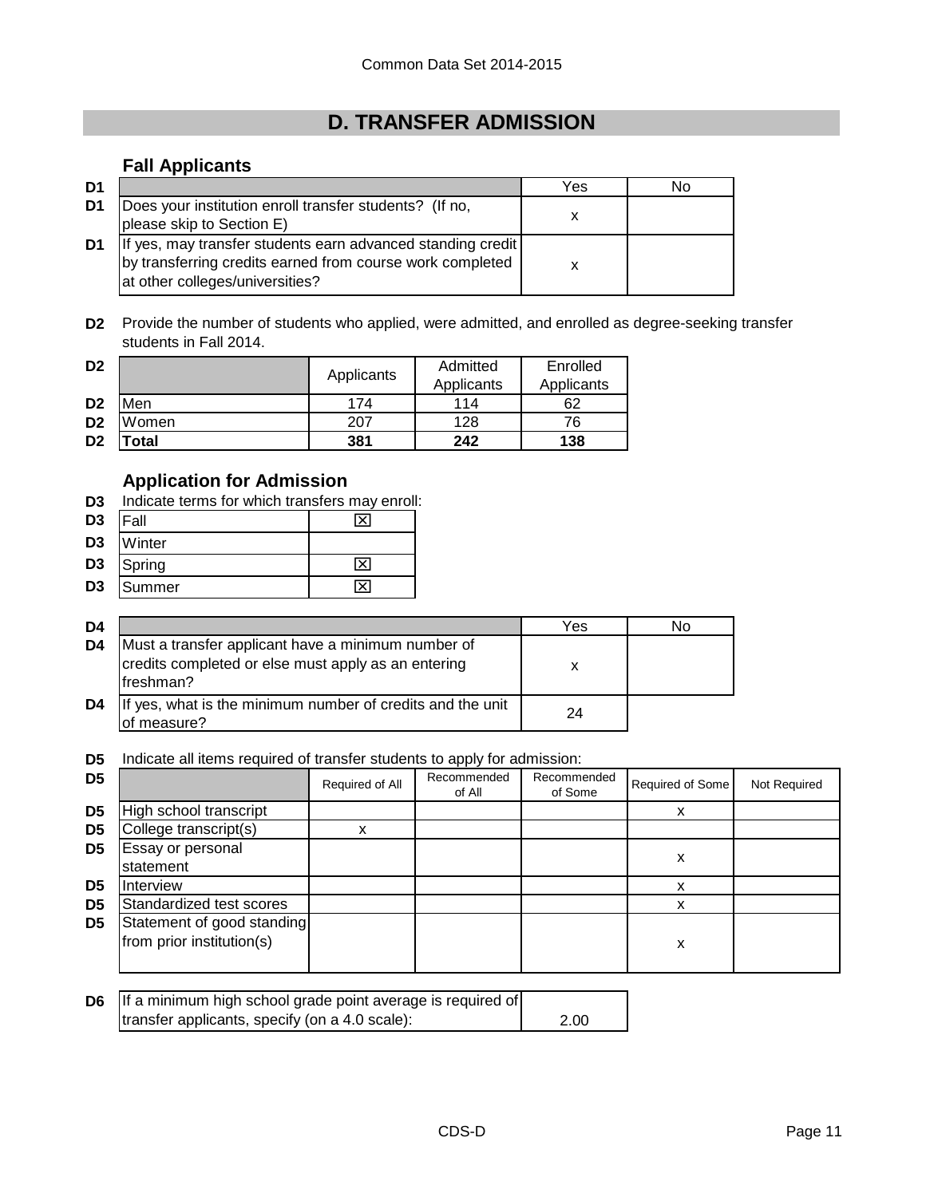# D. TRANSFER ADMISSION

## Fall Applicants

| D1 | | Yes | No |
|---|---|---|---|
| D1 | Does your institution enroll transfer students? (If no, please skip to Section E) | x | |
| D1 | If yes, may transfer students earn advanced standing credit by transferring credits earned from course work completed at other colleges/universities? | x | |

**D2** Provide the number of students who applied, were admitted, and enrolled as degree-seeking transfer students in Fall 2014.

| D2 | | Applicants | Admitted Applicants | Enrolled Applicants |
|---|---|---|---|---|
| D2 | Men | 174 | 114 | 62 |
| D2 | Women | 207 | 128 | 76 |
| D2 | **Total** | **381** | **242** | **138** |

## Application for Admission

**D3** Indicate terms for which transfers may enroll:

| D3 | Term | |
|---|---|---|
| D3 | Fall | ☒ |
| D3 | Winter | |
| D3 | Spring | ☒ |
| D3 | Summer | ☒ |

| D4 | | Yes | No |
|---|---|---|---|
| D4 | Must a transfer applicant have a minimum number of credits completed or else must apply as an entering freshman? | x | |
| D4 | If yes, what is the minimum number of credits and the unit of measure? | 24 | |

**D5** Indicate all items required of transfer students to apply for admission:

| D5 | | Required of All | Recommended of All | Recommended of Some | Required of Some | Not Required |
|---|---|---|---|---|---|---|
| D5 | High school transcript | | | | x | |
| D5 | College transcript(s) | x | | | | |
| D5 | Essay or personal statement | | | | x | |
| D5 | Interview | | | | x | |
| D5 | Standardized test scores | | | | x | |
| D5 | Statement of good standing from prior institution(s) | | | | x | |

| D6 | | |
|---|---|---|
| D6 | If a minimum high school grade point average is required of transfer applicants, specify (on a 4.0 scale): | 2.00 |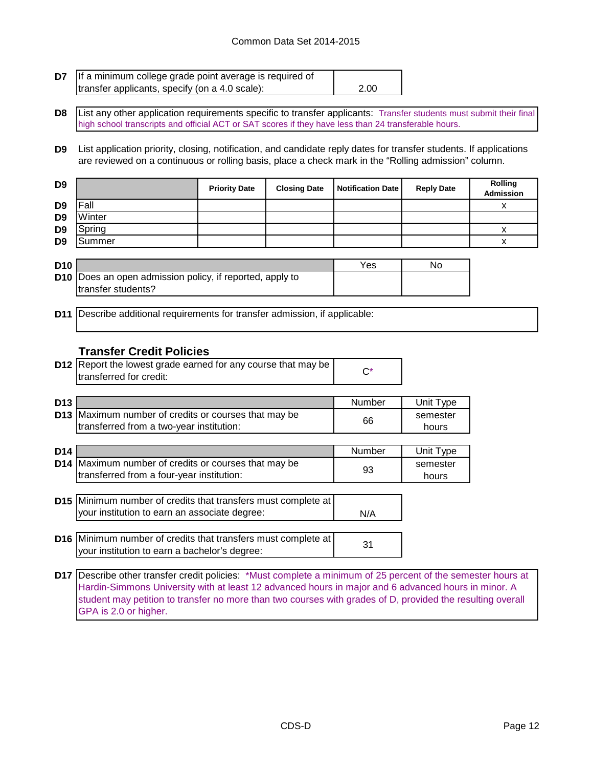| D7 | If a minimum college grade point average is required of transfer applicants, specify (on a 4.0 scale): | 2.00 |
|---|---|---|

**D8** List any other application requirements specific to transfer applicants: Transfer students must submit their final high school transcripts and official ACT or SAT scores if they have less than 24 transferable hours.

**D9** List application priority, closing, notification, and candidate reply dates for transfer students. If applications are reviewed on a continuous or rolling basis, place a check mark in the "Rolling admission" column.

| D9 | | Priority Date | Closing Date | Notification Date | Reply Date | Rolling Admission |
|---|---|---|---|---|---|---|
| D9 | Fall | | | | | x |
| D9 | Winter | | | | | |
| D9 | Spring | | | | | x |
| D9 | Summer | | | | | x |

| D10 | | Yes | No |
|---|---|---|---|
| D10 | Does an open admission policy, if reported, apply to transfer students? | | |

**D11** Describe additional requirements for transfer admission, if applicable:

### Transfer Credit Policies

| D12 | Report the lowest grade earned for any course that may be transferred for credit: | C* |
|---|---|---|

| D13 | | Number | Unit Type |
|---|---|---|---|
| D13 | Maximum number of credits or courses that may be transferred from a two-year institution: | 66 | semester hours |

| D14 | | Number | Unit Type |
|---|---|---|---|
| D14 | Maximum number of credits or courses that may be transferred from a four-year institution: | 93 | semester hours |

| D15 | Minimum number of credits that transfers must complete at your institution to earn an associate degree: | N/A |
|---|---|---|

| D16 | Minimum number of credits that transfers must complete at your institution to earn a bachelor's degree: | 31 |
|---|---|---|

**D17** Describe other transfer credit policies: *Must complete a minimum of 25 percent of the semester hours at Hardin-Simmons University with at least 12 advanced hours in major and 6 advanced hours in minor. A student may petition to transfer no more than two courses with grades of D, provided the resulting overall GPA is 2.0 or higher.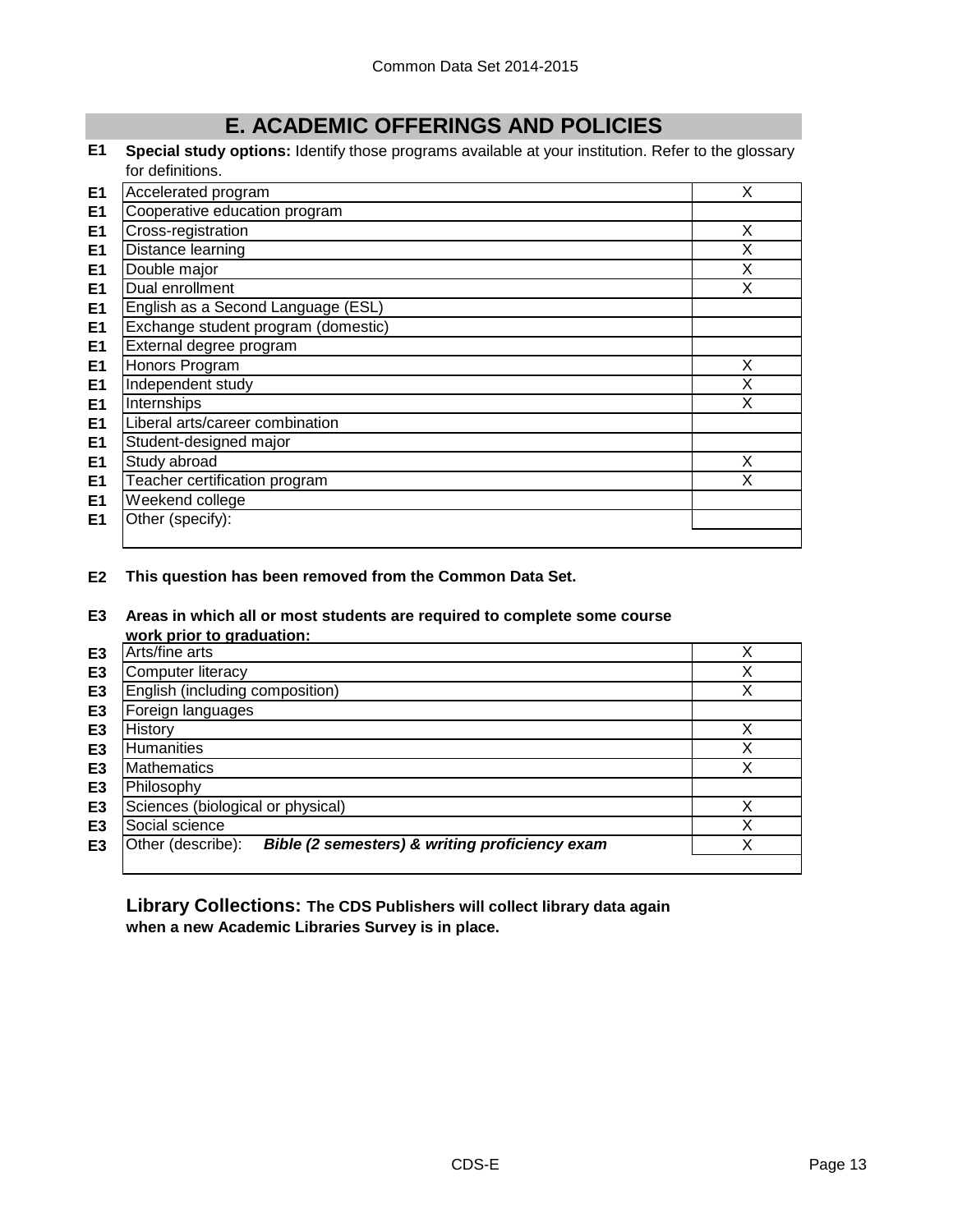# E. ACADEMIC OFFERINGS AND POLICIES

**E1** **Special study options:** Identify those programs available at your institution. Refer to the glossary for definitions.

| | | |
|---|---|---|
| E1 | Accelerated program | X |
| E1 | Cooperative education program | |
| E1 | Cross-registration | X |
| E1 | Distance learning | X |
| E1 | Double major | X |
| E1 | Dual enrollment | X |
| E1 | English as a Second Language (ESL) | |
| E1 | Exchange student program (domestic) | |
| E1 | External degree program | |
| E1 | Honors Program | X |
| E1 | Independent study | X |
| E1 | Internships | X |
| E1 | Liberal arts/career combination | |
| E1 | Student-designed major | |
| E1 | Study abroad | X |
| E1 | Teacher certification program | X |
| E1 | Weekend college | |
| E1 | Other (specify): | |

**E2** **This question has been removed from the Common Data Set.**

**E3** **Areas in which all or most students are required to complete some course work prior to graduation:**

| | | |
|---|---|---|
| E3 | Arts/fine arts | X |
| E3 | Computer literacy | X |
| E3 | English (including composition) | X |
| E3 | Foreign languages | |
| E3 | History | X |
| E3 | Humanities | X |
| E3 | Mathematics | X |
| E3 | Philosophy | |
| E3 | Sciences (biological or physical) | X |
| E3 | Social science | X |
| E3 | Other (describe): ***Bible (2 semesters) & writing proficiency exam*** | X |

**Library Collections: The CDS Publishers will collect library data again when a new Academic Libraries Survey is in place.**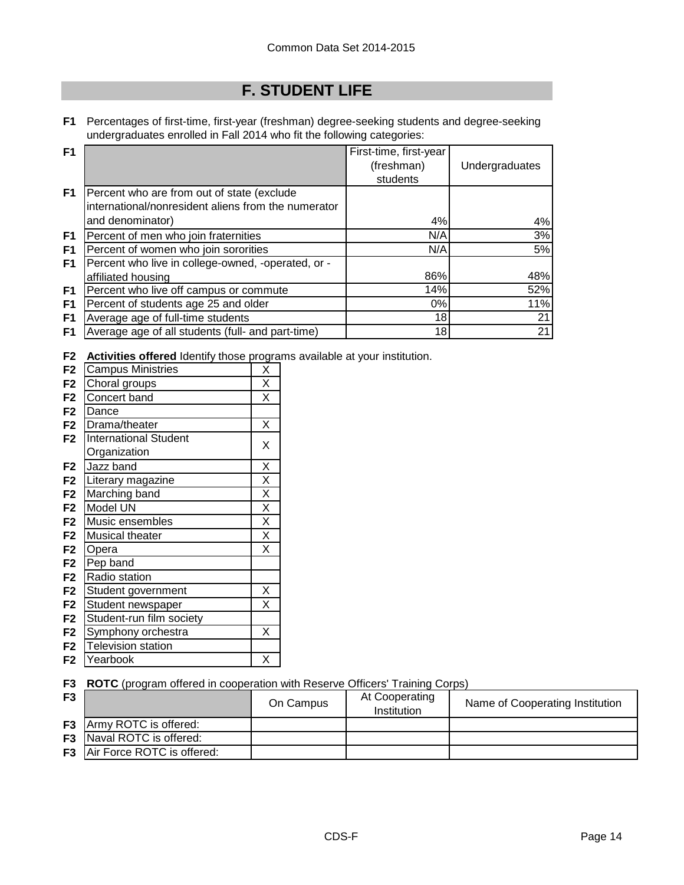# F. STUDENT LIFE

**F1** Percentages of first-time, first-year (freshman) degree-seeking students and degree-seeking undergraduates enrolled in Fall 2014 who fit the following categories:

| F1 | | First-time, first-year (freshman) students | Undergraduates |
|---|---|---|---|
| F1 | Percent who are from out of state (exclude international/nonresident aliens from the numerator and denominator) | 4% | 4% |
| F1 | Percent of men who join fraternities | N/A | 3% |
| F1 | Percent of women who join sororities | N/A | 5% |
| F1 | Percent who live in college-owned, -operated, or -affiliated housing | 86% | 48% |
| F1 | Percent who live off campus or commute | 14% | 52% |
| F1 | Percent of students age 25 and older | 0% | 11% |
| F1 | Average age of full-time students | 18 | 21 |
| F1 | Average age of all students (full- and part-time) | 18 | 21 |

**F2** **Activities offered** Identify those programs available at your institution.

| F2 | Activity | Offered |
|---|---|---|
| F2 | Campus Ministries | X |
| F2 | Choral groups | X |
| F2 | Concert band | X |
| F2 | Dance | |
| F2 | Drama/theater | X |
| F2 | International Student Organization | X |
| F2 | Jazz band | X |
| F2 | Literary magazine | X |
| F2 | Marching band | X |
| F2 | Model UN | X |
| F2 | Music ensembles | X |
| F2 | Musical theater | X |
| F2 | Opera | X |
| F2 | Pep band | |
| F2 | Radio station | |
| F2 | Student government | X |
| F2 | Student newspaper | X |
| F2 | Student-run film society | |
| F2 | Symphony orchestra | X |
| F2 | Television station | |
| F2 | Yearbook | X |

**F3** **ROTC** (program offered in cooperation with Reserve Officers' Training Corps)

| F3 | | On Campus | At Cooperating Institution | Name of Cooperating Institution |
|---|---|---|---|---|
| F3 | Army ROTC is offered: | | | |
| F3 | Naval ROTC is offered: | | | |
| F3 | Air Force ROTC is offered: | | | |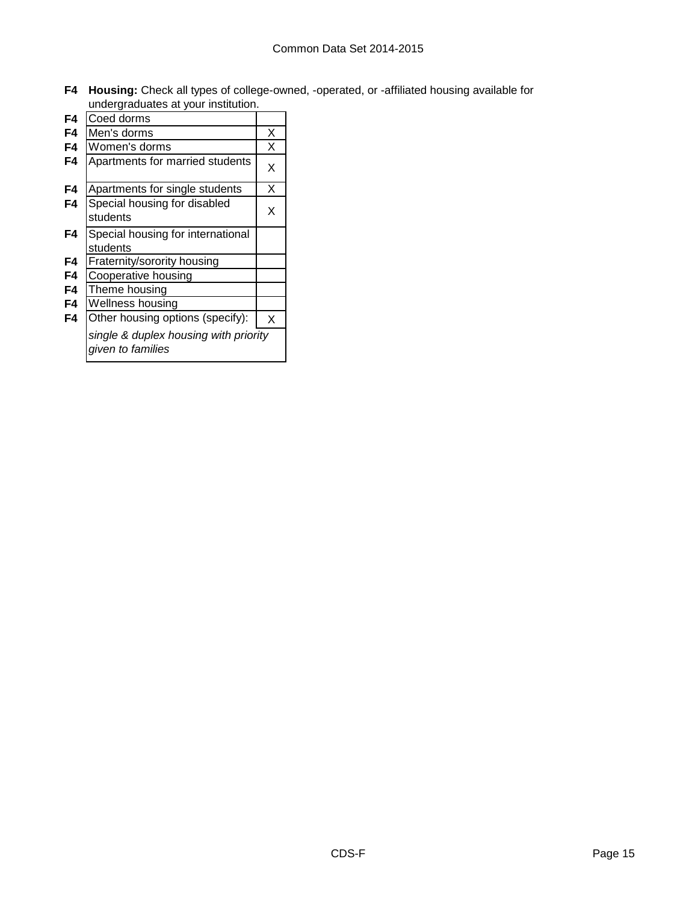**F4 Housing:** Check all types of college-owned, -operated, or -affiliated housing available for undergraduates at your institution.

| | | |
|---|---|---|
| F4 | Coed dorms | |
| F4 | Men's dorms | X |
| F4 | Women's dorms | X |
| F4 | Apartments for married students | X |
| F4 | Apartments for single students | X |
| F4 | Special housing for disabled students | X |
| F4 | Special housing for international students | |
| F4 | Fraternity/sorority housing | |
| F4 | Cooperative housing | |
| F4 | Theme housing | |
| F4 | Wellness housing | |
| F4 | Other housing options (specify): | X |
| | *single & duplex housing with priority given to families* | |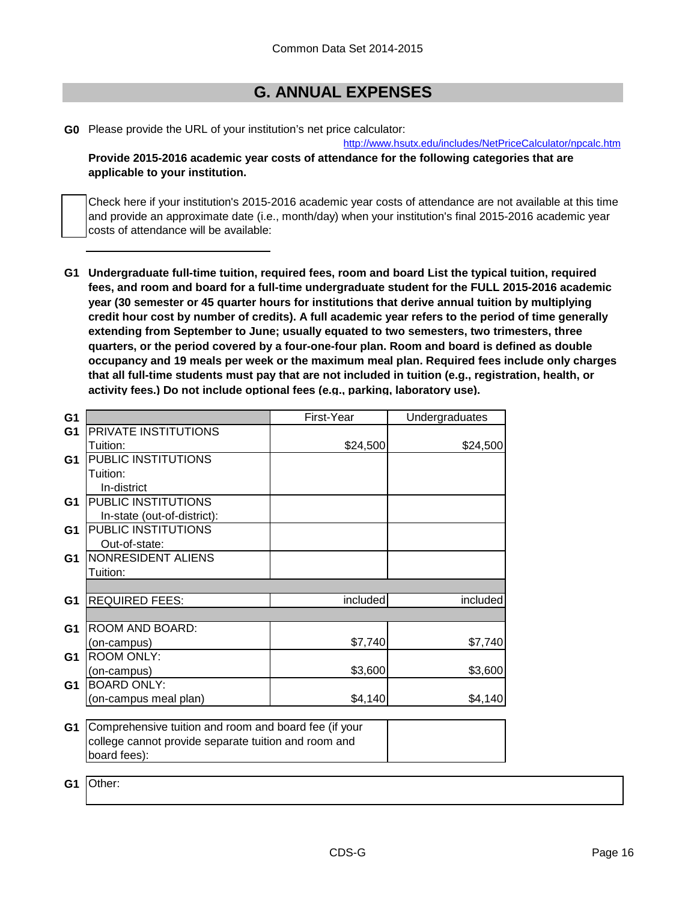## G. ANNUAL EXPENSES

**G0** Please provide the URL of your institution's net price calculator:

http://www.hsutx.edu/includes/NetPriceCalculator/npcalc.htm

**Provide 2015-2016 academic year costs of attendance for the following categories that are applicable to your institution.**

☐ Check here if your institution's 2015-2016 academic year costs of attendance are not available at this time and provide an approximate date (i.e., month/day) when your institution's final 2015-2016 academic year costs of attendance will be available:

\_\_\_\_\_\_\_\_\_\_\_\_\_\_\_\_\_\_\_\_

**G1 Undergraduate full-time tuition, required fees, room and board List the typical tuition, required fees, and room and board for a full-time undergraduate student for the FULL 2015-2016 academic year (30 semester or 45 quarter hours for institutions that derive annual tuition by multiplying credit hour cost by number of credits). A full academic year refers to the period of time generally extending from September to June; usually equated to two semesters, two trimesters, three quarters, or the period covered by a four-one-four plan. Room and board is defined as double occupancy and 19 meals per week or the maximum meal plan. Required fees include only charges that all full-time students must pay that are not included in tuition (e.g., registration, health, or activity fees.) Do not include optional fees (e.g., parking, laboratory use).**

| | | First-Year | Undergraduates |
|---|---|---|---|
| G1 | PRIVATE INSTITUTIONS<br>Tuition: | $24,500 | $24,500 |
| G1 | PUBLIC INSTITUTIONS<br>Tuition:<br>In-district | | |
| G1 | PUBLIC INSTITUTIONS<br>In-state (out-of-district): | | |
| G1 | PUBLIC INSTITUTIONS<br>Out-of-state: | | |
| G1 | NONRESIDENT ALIENS<br>Tuition: | | |
| G1 | REQUIRED FEES: | included | included |
| G1 | ROOM AND BOARD:<br>(on-campus) | $7,740 | $7,740 |
| G1 | ROOM ONLY:<br>(on-campus) | $3,600 | $3,600 |
| G1 | BOARD ONLY:<br>(on-campus meal plan) | $4,140 | $4,140 |

| | | |
|---|---|---|
| G1 | Comprehensive tuition and room and board fee (if your college cannot provide separate tuition and room and board fees): | |

| | |
|---|---|
| G1 | Other: |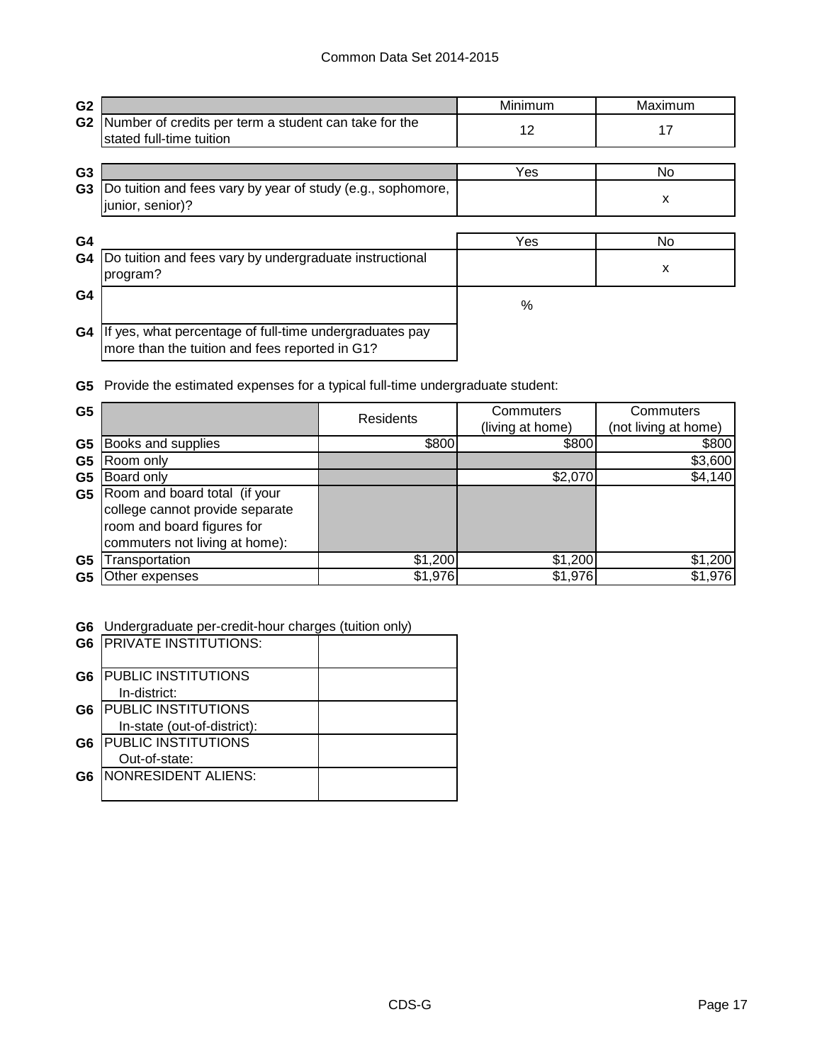| G2 | | Minimum | Maximum |
|---|---|---|---|
| G2 | Number of credits per term a student can take for the stated full-time tuition | 12 | 17 |

| G3 | | Yes | No |
|---|---|---|---|
| G3 | Do tuition and fees vary by year of study (e.g., sophomore, junior, senior)? | | x |

| G4 | | Yes | No |
|---|---|---|---|
| G4 | Do tuition and fees vary by undergraduate instructional program? | | x |
| G4 | | % | |
| G4 | If yes, what percentage of full-time undergraduates pay more than the tuition and fees reported in G1? | | |

**G5** Provide the estimated expenses for a typical full-time undergraduate student:

| G5 | | Residents | Commuters (living at home) | Commuters (not living at home) |
|---|---|---|---|---|
| G5 | Books and supplies | $800 | $800 | $800 |
| G5 | Room only | | | $3,600 |
| G5 | Board only | | $2,070 | $4,140 |
| G5 | Room and board total (if your college cannot provide separate room and board figures for commuters not living at home): | | | |
| G5 | Transportation | $1,200 | $1,200 | $1,200 |
| G5 | Other expenses | $1,976 | $1,976 | $1,976 |

**G6** Undergraduate per-credit-hour charges (tuition only)

| G6 | | |
|---|---|---|
| G6 | PRIVATE INSTITUTIONS: | |
| G6 | PUBLIC INSTITUTIONS In-district: | |
| G6 | PUBLIC INSTITUTIONS In-state (out-of-district): | |
| G6 | PUBLIC INSTITUTIONS Out-of-state: | |
| G6 | NONRESIDENT ALIENS: | |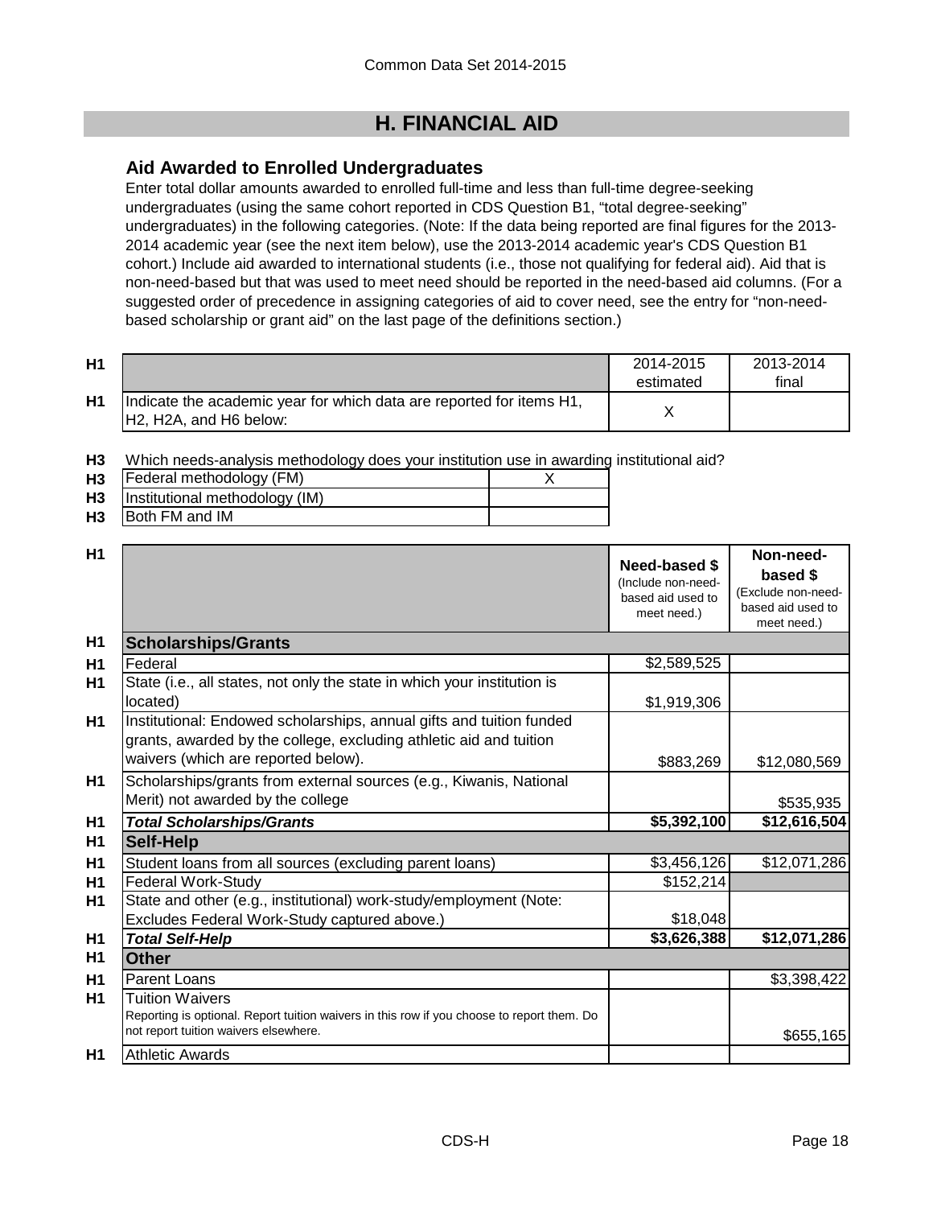# H. FINANCIAL AID

## Aid Awarded to Enrolled Undergraduates

Enter total dollar amounts awarded to enrolled full-time and less than full-time degree-seeking undergraduates (using the same cohort reported in CDS Question B1, "total degree-seeking" undergraduates) in the following categories. (Note: If the data being reported are final figures for the 2013-2014 academic year (see the next item below), use the 2013-2014 academic year's CDS Question B1 cohort.) Include aid awarded to international students (i.e., those not qualifying for federal aid). Aid that is non-need-based but that was used to meet need should be reported in the need-based aid columns. (For a suggested order of precedence in assigning categories of aid to cover need, see the entry for "non-need-based scholarship or grant aid" on the last page of the definitions section.)

| | | 2014-2015 estimated | 2013-2014 final |
|---|---|---|---|
| H1 | Indicate the academic year for which data are reported for items H1, H2, H2A, and H6 below: | X | |

H3 Which needs-analysis methodology does your institution use in awarding institutional aid?

| | | |
|---|---|---|
| H3 | Federal methodology (FM) | X |
| H3 | Institutional methodology (IM) | |
| H3 | Both FM and IM | |

| | | Need-based $ (Include non-need-based aid used to meet need.) | Non-need-based $ (Exclude non-need-based aid used to meet need.) |
|---|---|---|---|
| H1 | **Scholarships/Grants** | | |
| H1 | Federal | $2,589,525 | |
| H1 | State (i.e., all states, not only the state in which your institution is located) | $1,919,306 | |
| H1 | Institutional: Endowed scholarships, annual gifts and tuition funded grants, awarded by the college, excluding athletic aid and tuition waivers (which are reported below). | $883,269 | $12,080,569 |
| H1 | Scholarships/grants from external sources (e.g., Kiwanis, National Merit) not awarded by the college | | $535,935 |
| H1 | ***Total Scholarships/Grants*** | **$5,392,100** | **$12,616,504** |
| H1 | **Self-Help** | | |
| H1 | Student loans from all sources (excluding parent loans) | $3,456,126 | $12,071,286 |
| H1 | Federal Work-Study | $152,214 | |
| H1 | State and other (e.g., institutional) work-study/employment (Note: Excludes Federal Work-Study captured above.) | $18,048 | |
| H1 | ***Total Self-Help*** | **$3,626,388** | **$12,071,286** |
| H1 | **Other** | | |
| H1 | Parent Loans | | $3,398,422 |
| H1 | Tuition Waivers<br>Reporting is optional. Report tuition waivers in this row if you choose to report them. Do not report tuition waivers elsewhere. | | $655,165 |
| H1 | Athletic Awards | | |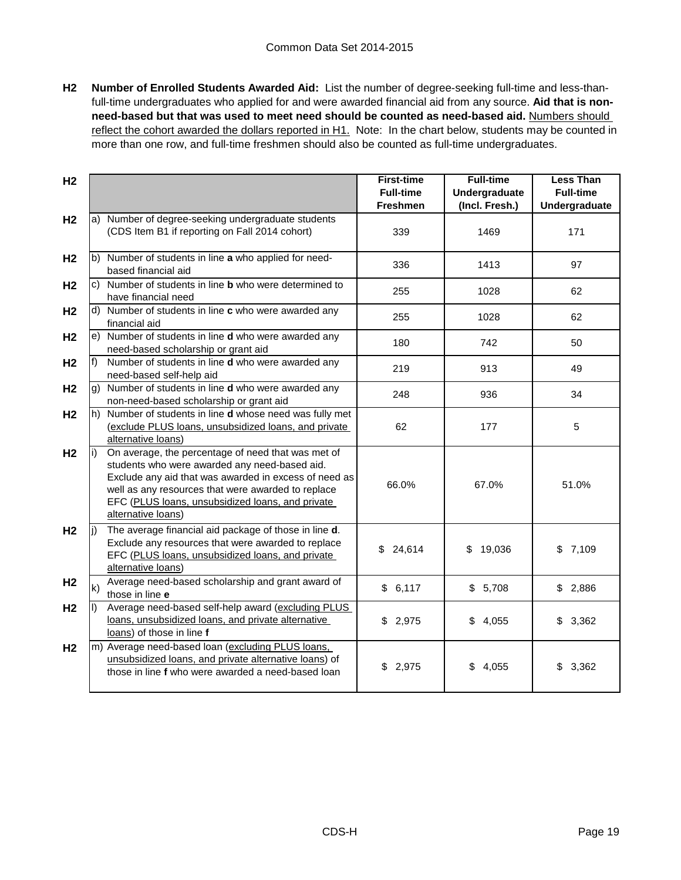**H2 Number of Enrolled Students Awarded Aid:** List the number of degree-seeking full-time and less-than-full-time undergraduates who applied for and were awarded financial aid from any source. **Aid that is non-need-based but that was used to meet need should be counted as need-based aid.** Numbers should reflect the cohort awarded the dollars reported in H1. Note: In the chart below, students may be counted in more than one row, and full-time freshmen should also be counted as full-time undergraduates.

| H2 | | First-time Full-time Freshmen | Full-time Undergraduate (Incl. Fresh.) | Less Than Full-time Undergraduate |
|---|---|---|---|---|
| H2 | a) Number of degree-seeking undergraduate students (CDS Item B1 if reporting on Fall 2014 cohort) | 339 | 1469 | 171 |
| H2 | b) Number of students in line **a** who applied for need-based financial aid | 336 | 1413 | 97 |
| H2 | c) Number of students in line **b** who were determined to have financial need | 255 | 1028 | 62 |
| H2 | d) Number of students in line **c** who were awarded any financial aid | 255 | 1028 | 62 |
| H2 | e) Number of students in line **d** who were awarded any need-based scholarship or grant aid | 180 | 742 | 50 |
| H2 | f) Number of students in line **d** who were awarded any need-based self-help aid | 219 | 913 | 49 |
| H2 | g) Number of students in line **d** who were awarded any non-need-based scholarship or grant aid | 248 | 936 | 34 |
| H2 | h) Number of students in line **d** whose need was fully met (exclude PLUS loans, unsubsidized loans, and private alternative loans) | 62 | 177 | 5 |
| H2 | i) On average, the percentage of need that was met of students who were awarded any need-based aid. Exclude any aid that was awarded in excess of need as well as any resources that were awarded to replace EFC (PLUS loans, unsubsidized loans, and private alternative loans) | 66.0% | 67.0% | 51.0% |
| H2 | j) The average financial aid package of those in line **d**. Exclude any resources that were awarded to replace EFC (PLUS loans, unsubsidized loans, and private alternative loans) | $ 24,614 | $ 19,036 | $ 7,109 |
| H2 | k) Average need-based scholarship and grant award of those in line **e** | $ 6,117 | $ 5,708 | $ 2,886 |
| H2 | l) Average need-based self-help award (excluding PLUS loans, unsubsidized loans, and private alternative loans) of those in line **f** | $ 2,975 | $ 4,055 | $ 3,362 |
| H2 | m) Average need-based loan (excluding PLUS loans, unsubsidized loans, and private alternative loans) of those in line **f** who were awarded a need-based loan | $ 2,975 | $ 4,055 | $ 3,362 |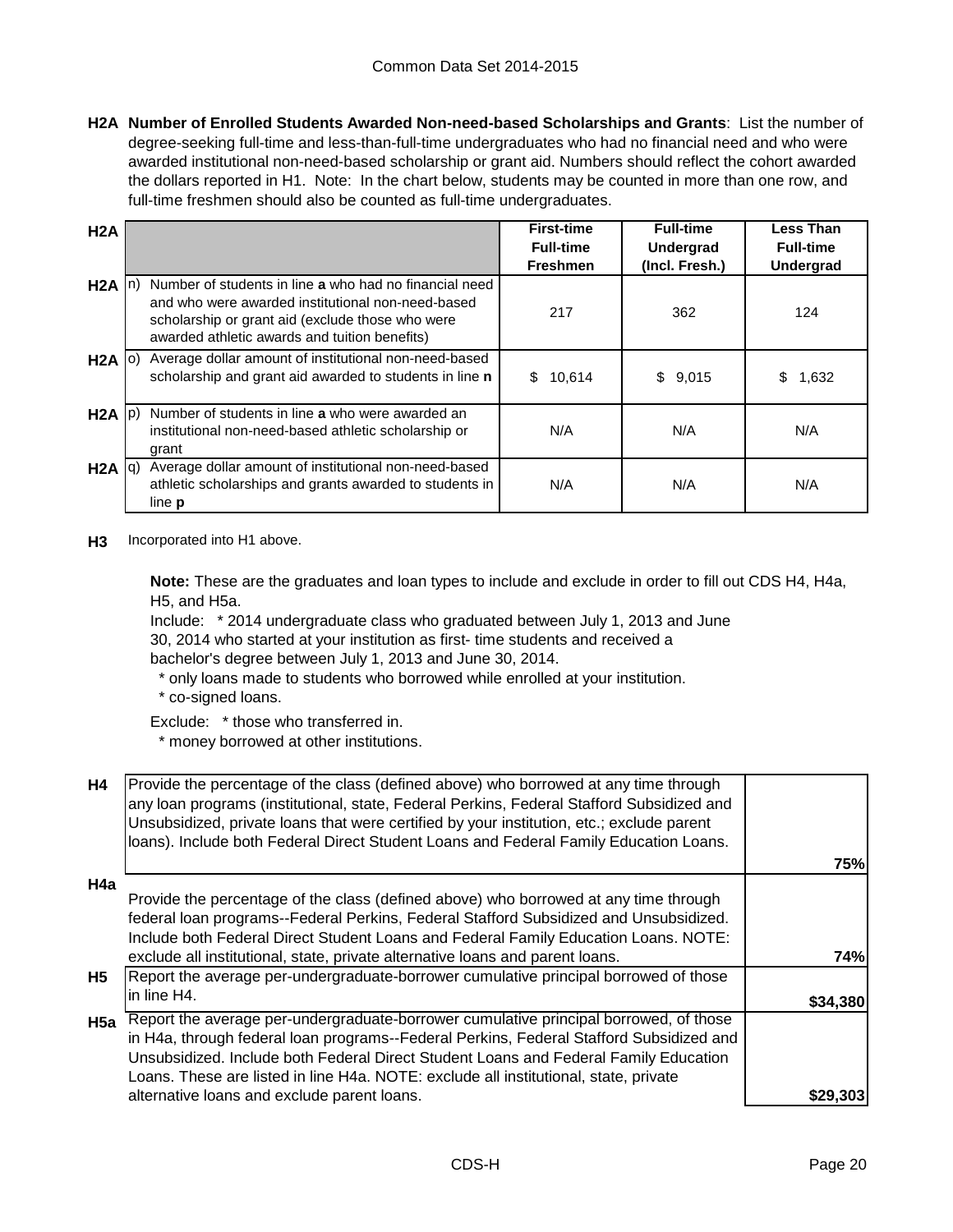**H2A Number of Enrolled Students Awarded Non-need-based Scholarships and Grants**: List the number of degree-seeking full-time and less-than-full-time undergraduates who had no financial need and who were awarded institutional non-need-based scholarship or grant aid. Numbers should reflect the cohort awarded the dollars reported in H1. Note: In the chart below, students may be counted in more than one row, and full-time freshmen should also be counted as full-time undergraduates.

| H2A | | First-time Full-time Freshmen | Full-time Undergrad (Incl. Fresh.) | Less Than Full-time Undergrad |
|---|---|---|---|---|
| H2A | n) Number of students in line **a** who had no financial need and who were awarded institutional non-need-based scholarship or grant aid (exclude those who were awarded athletic awards and tuition benefits) | 217 | 362 | 124 |
| H2A | o) Average dollar amount of institutional non-need-based scholarship and grant aid awarded to students in line **n** | $ 10,614 | $ 9,015 | $ 1,632 |
| H2A | p) Number of students in line **a** who were awarded an institutional non-need-based athletic scholarship or grant | N/A | N/A | N/A |
| H2A | q) Average dollar amount of institutional non-need-based athletic scholarships and grants awarded to students in line **p** | N/A | N/A | N/A |

**H3** Incorporated into H1 above.

**Note:** These are the graduates and loan types to include and exclude in order to fill out CDS H4, H4a, H5, and H5a.

Include: * 2014 undergraduate class who graduated between July 1, 2013 and June 30, 2014 who started at your institution as first- time students and received a bachelor's degree between July 1, 2013 and June 30, 2014.
* only loans made to students who borrowed while enrolled at your institution.
* co-signed loans.

Exclude: * those who transferred in.
* money borrowed at other institutions.

| | | |
|---|---|---|
| H4 | Provide the percentage of the class (defined above) who borrowed at any time through any loan programs (institutional, state, Federal Perkins, Federal Stafford Subsidized and Unsubsidized, private loans that were certified by your institution, etc.; exclude parent loans). Include both Federal Direct Student Loans and Federal Family Education Loans. | **75%** |
| H4a | Provide the percentage of the class (defined above) who borrowed at any time through federal loan programs--Federal Perkins, Federal Stafford Subsidized and Unsubsidized. Include both Federal Direct Student Loans and Federal Family Education Loans. NOTE: exclude all institutional, state, private alternative loans and parent loans. | **74%** |
| H5 | Report the average per-undergraduate-borrower cumulative principal borrowed of those in line H4. | **$34,380** |
| H5a | Report the average per-undergraduate-borrower cumulative principal borrowed, of those in H4a, through federal loan programs--Federal Perkins, Federal Stafford Subsidized and Unsubsidized. Include both Federal Direct Student Loans and Federal Family Education Loans. These are listed in line H4a. NOTE: exclude all institutional, state, private alternative loans and exclude parent loans. | **$29,303** |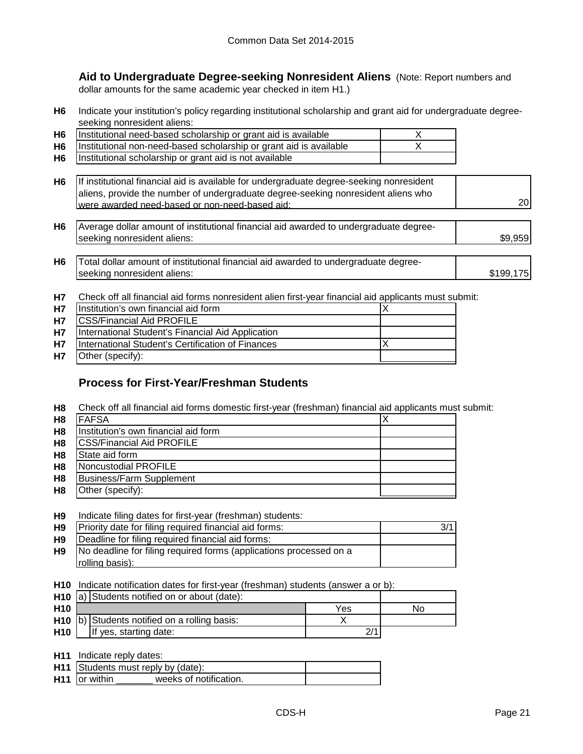### Aid to Undergraduate Degree-seeking Nonresident Aliens

(Note: Report numbers and dollar amounts for the same academic year checked in item H1.)

**H6** Indicate your institution's policy regarding institutional scholarship and grant aid for undergraduate degree-seeking nonresident aliens:

| | | |
|---|---|---|
| H6 | Institutional need-based scholarship or grant aid is available | X |
| H6 | Institutional non-need-based scholarship or grant aid is available | X |
| H6 | Institutional scholarship or grant aid is not available | |

| | | |
|---|---|---|
| H6 | If institutional financial aid is available for undergraduate degree-seeking nonresident aliens, provide the number of undergraduate degree-seeking nonresident aliens who were awarded need-based or non-need-based aid: | 20 |
| H6 | Average dollar amount of institutional financial aid awarded to undergraduate degree-seeking nonresident aliens: | $9,959 |
| H6 | Total dollar amount of institutional financial aid awarded to undergraduate degree-seeking nonresident aliens: | $199,175 |

**H7** Check off all financial aid forms nonresident alien first-year financial aid applicants must submit:

| | | |
|---|---|---|
| H7 | Institution's own financial aid form | X |
| H7 | CSS/Financial Aid PROFILE | |
| H7 | International Student's Financial Aid Application | |
| H7 | International Student's Certification of Finances | X |
| H7 | Other (specify): | |

### Process for First-Year/Freshman Students

**H8** Check off all financial aid forms domestic first-year (freshman) financial aid applicants must submit:

| | | |
|---|---|---|
| H8 | FAFSA | X |
| H8 | Institution's own financial aid form | |
| H8 | CSS/Financial Aid PROFILE | |
| H8 | State aid form | |
| H8 | Noncustodial PROFILE | |
| H8 | Business/Farm Supplement | |
| H8 | Other (specify): | |

**H9** Indicate filing dates for first-year (freshman) students:

| | | |
|---|---|---|
| H9 | Priority date for filing required financial aid forms: | 3/1 |
| H9 | Deadline for filing required financial aid forms: | |
| H9 | No deadline for filing required forms (applications processed on a rolling basis): | |

**H10** Indicate notification dates for first-year (freshman) students (answer a or b):

| | | | |
|---|---|---|---|
| H10 | a) Students notified on or about (date): | | |
| H10 | | Yes | No |
| H10 | b) Students notified on a rolling basis: | X | |
| H10 | If yes, starting date: | 2/1 | |

**H11** Indicate reply dates:

| | | |
|---|---|---|
| H11 | Students must reply by (date): | |
| H11 | or within _______ weeks of notification. | |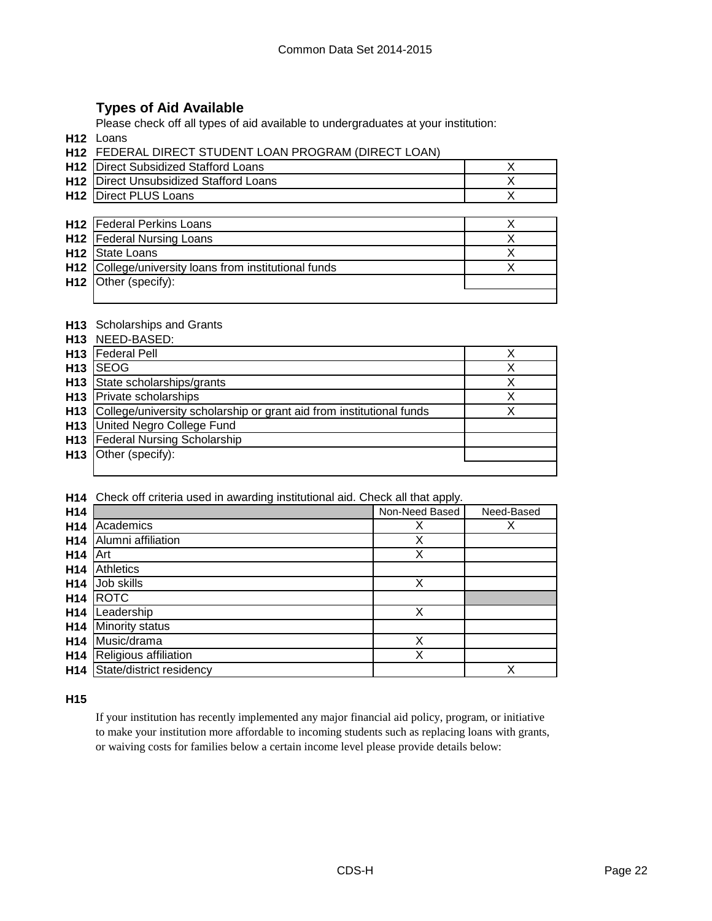## Types of Aid Available

Please check off all types of aid available to undergraduates at your institution:

**H12** Loans

**H12** FEDERAL DIRECT STUDENT LOAN PROGRAM (DIRECT LOAN)

| | | |
|---|---|---|
| **H12** | Direct Subsidized Stafford Loans | X |
| **H12** | Direct Unsubsidized Stafford Loans | X |
| **H12** | Direct PLUS Loans | X |

| | | |
|---|---|---|
| **H12** | Federal Perkins Loans | X |
| **H12** | Federal Nursing Loans | X |
| **H12** | State Loans | X |
| **H12** | College/university loans from institutional funds | X |
| **H12** | Other (specify): | |

**H13** Scholarships and Grants

**H13** NEED-BASED:

| | | |
|---|---|---|
| **H13** | Federal Pell | X |
| **H13** | SEOG | X |
| **H13** | State scholarships/grants | X |
| **H13** | Private scholarships | X |
| **H13** | College/university scholarship or grant aid from institutional funds | X |
| **H13** | United Negro College Fund | |
| **H13** | Federal Nursing Scholarship | |
| **H13** | Other (specify): | |

**H14** Check off criteria used in awarding institutional aid. Check all that apply.

| **H14** | | Non-Need Based | Need-Based |
|---|---|---|---|
| **H14** | Academics | X | X |
| **H14** | Alumni affiliation | X | |
| **H14** | Art | X | |
| **H14** | Athletics | | |
| **H14** | Job skills | X | |
| **H14** | ROTC | | |
| **H14** | Leadership | X | |
| **H14** | Minority status | | |
| **H14** | Music/drama | X | |
| **H14** | Religious affiliation | X | |
| **H14** | State/district residency | | X |

**H15**

If your institution has recently implemented any major financial aid policy, program, or initiative to make your institution more affordable to incoming students such as replacing loans with grants, or waiving costs for families below a certain income level please provide details below: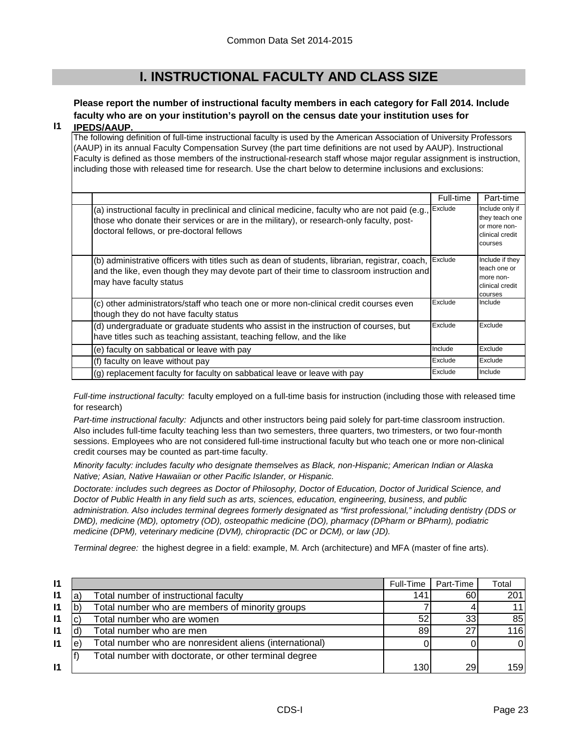# I. INSTRUCTIONAL FACULTY AND CLASS SIZE

**I1** **Please report the number of instructional faculty members in each category for Fall 2014. Include faculty who are on your institution's payroll on the census date your institution uses for IPEDS/AAUP.**

The following definition of full-time instructional faculty is used by the American Association of University Professors (AAUP) in its annual Faculty Compensation Survey (the part time definitions are not used by AAUP). Instructional Faculty is defined as those members of the instructional-research staff whose major regular assignment is instruction, including those with released time for research. Use the chart below to determine inclusions and exclusions:

| | Full-time | Part-time |
|---|---|---|
| (a) instructional faculty in preclinical and clinical medicine, faculty who are not paid (e.g., those who donate their services or are in the military), or research-only faculty, post-doctoral fellows, or pre-doctoral fellows | Exclude | Include only if they teach one or more non-clinical credit courses |
| (b) administrative officers with titles such as dean of students, librarian, registrar, coach, and the like, even though they may devote part of their time to classroom instruction and may have faculty status | Exclude | Include if they teach one or more non-clinical credit courses |
| (c) other administrators/staff who teach one or more non-clinical credit courses even though they do not have faculty status | Exclude | Include |
| (d) undergraduate or graduate students who assist in the instruction of courses, but have titles such as teaching assistant, teaching fellow, and the like | Exclude | Exclude |
| (e) faculty on sabbatical or leave with pay | Include | Exclude |
| (f) faculty on leave without pay | Exclude | Exclude |
| (g) replacement faculty for faculty on sabbatical leave or leave with pay | Exclude | Include |

*Full-time instructional faculty:* faculty employed on a full-time basis for instruction (including those with released time for research)

*Part-time instructional faculty:* Adjuncts and other instructors being paid solely for part-time classroom instruction. Also includes full-time faculty teaching less than two semesters, three quarters, two trimesters, or two four-month sessions. Employees who are not considered full-time instructional faculty but who teach one or more non-clinical credit courses may be counted as part-time faculty.

*Minority faculty: includes faculty who designate themselves as Black, non-Hispanic; American Indian or Alaska Native; Asian, Native Hawaiian or other Pacific Islander, or Hispanic.*

*Doctorate: includes such degrees as Doctor of Philosophy, Doctor of Education, Doctor of Juridical Science, and Doctor of Public Health in any field such as arts, sciences, education, engineering, business, and public administration. Also includes terminal degrees formerly designated as "first professional," including dentistry (DDS or DMD), medicine (MD), optometry (OD), osteopathic medicine (DO), pharmacy (DPharm or BPharm), podiatric medicine (DPM), veterinary medicine (DVM), chiropractic (DC or DCM), or law (JD).*

*Terminal degree:* the highest degree in a field: example, M. Arch (architecture) and MFA (master of fine arts).

| | | | Full-Time | Part-Time | Total |
|---|---|---|---|---|---|
| I1 | a) | Total number of instructional faculty | 141 | 60 | 201 |
| I1 | b) | Total number who are members of minority groups | 7 | 4 | 11 |
| I1 | c) | Total number who are women | 52 | 33 | 85 |
| I1 | d) | Total number who are men | 89 | 27 | 116 |
| I1 | e) | Total number who are nonresident aliens (international) | 0 | 0 | 0 |
| I1 | f) | Total number with doctorate, or other terminal degree | 130 | 29 | 159 |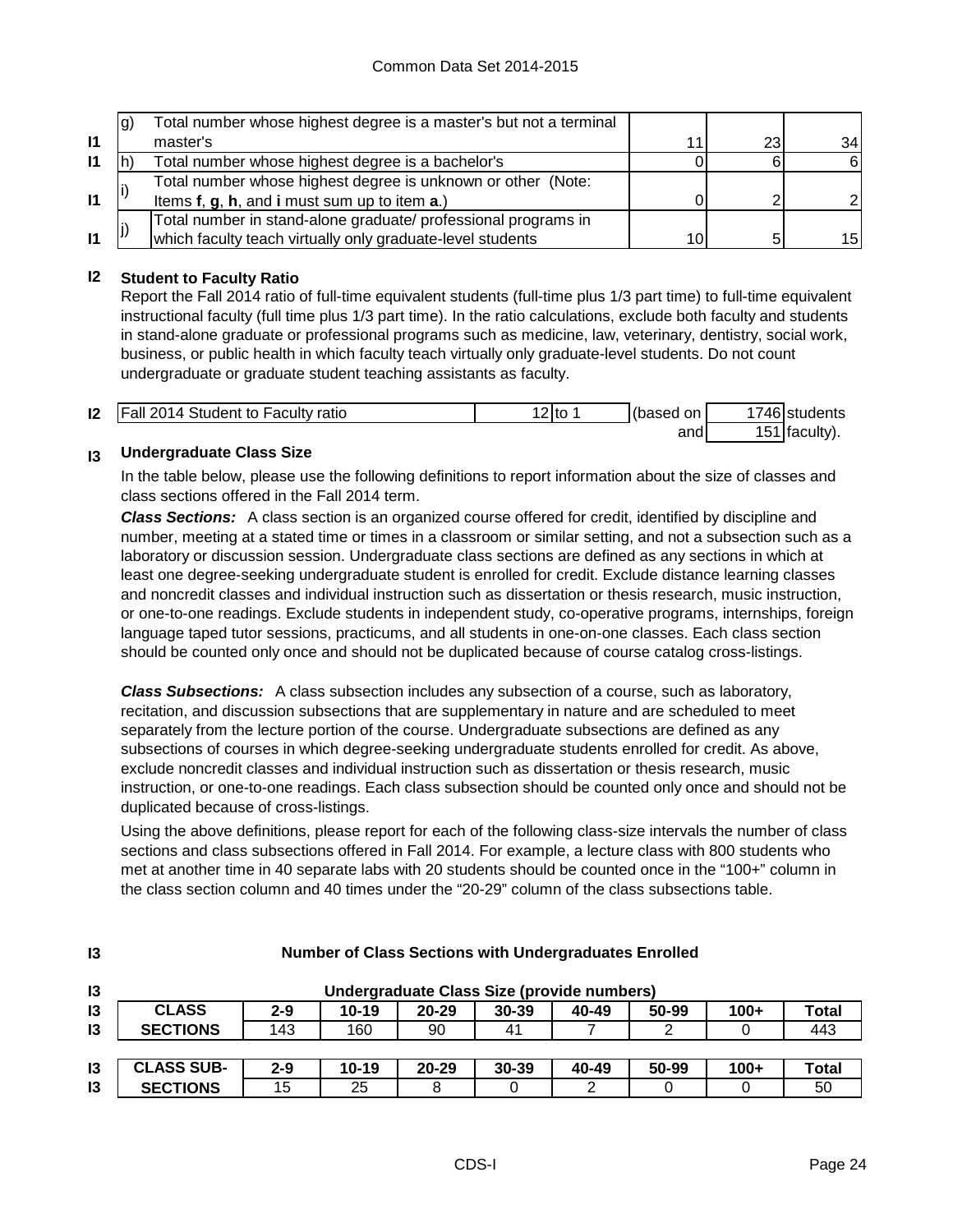| | | | | | |
|---|---|---|---|---|---|
| I1 | g) | Total number whose highest degree is a master's but not a terminal master's | 11 | 23 | 34 |
| I1 | h) | Total number whose highest degree is a bachelor's | 0 | 6 | 6 |
| I1 | i) | Total number whose highest degree is unknown or other (Note: Items **f**, **g**, **h**, and **i** must sum up to item **a**.) | 0 | 2 | 2 |
| I1 | j) | Total number in stand-alone graduate/ professional programs in which faculty teach virtually only graduate-level students | 10 | 5 | 15 |

**I2 Student to Faculty Ratio**

Report the Fall 2014 ratio of full-time equivalent students (full-time plus 1/3 part time) to full-time equivalent instructional faculty (full time plus 1/3 part time). In the ratio calculations, exclude both faculty and students in stand-alone graduate or professional programs such as medicine, law, veterinary, dentistry, social work, business, or public health in which faculty teach virtually only graduate-level students. Do not count undergraduate or graduate student teaching assistants as faculty.

| | | | | | |
|---|---|---|---|---|---|
| I2 | Fall 2014 Student to Faculty ratio | 12 to 1 | (based on | 1746 | students |
| | | | and | 151 | faculty). |

**I3 Undergraduate Class Size**

In the table below, please use the following definitions to report information about the size of classes and class sections offered in the Fall 2014 term.

***Class Sections:*** A class section is an organized course offered for credit, identified by discipline and number, meeting at a stated time or times in a classroom or similar setting, and not a subsection such as a laboratory or discussion session. Undergraduate class sections are defined as any sections in which at least one degree-seeking undergraduate student is enrolled for credit. Exclude distance learning classes and noncredit classes and individual instruction such as dissertation or thesis research, music instruction, or one-to-one readings. Exclude students in independent study, co-operative programs, internships, foreign language taped tutor sessions, practicums, and all students in one-on-one classes. Each class section should be counted only once and should not be duplicated because of course catalog cross-listings.

***Class Subsections:*** A class subsection includes any subsection of a course, such as laboratory, recitation, and discussion subsections that are supplementary in nature and are scheduled to meet separately from the lecture portion of the course. Undergraduate subsections are defined as any subsections of courses in which degree-seeking undergraduate students enrolled for credit. As above, exclude noncredit classes and individual instruction such as dissertation or thesis research, music instruction, or one-to-one readings. Each class subsection should be counted only once and should not be duplicated because of cross-listings.

Using the above definitions, please report for each of the following class-size intervals the number of class sections and class subsections offered in Fall 2014. For example, a lecture class with 800 students who met at another time in 40 separate labs with 20 students should be counted once in the "100+" column in the class section column and 40 times under the "20-29" column of the class subsections table.

**I3 Number of Class Sections with Undergraduates Enrolled**

**I3 Undergraduate Class Size (provide numbers)**

| | CLASS SECTIONS | 2-9 | 10-19 | 20-29 | 30-39 | 40-49 | 50-99 | 100+ | Total |
|---|---|---|---|---|---|---|---|---|---|
| I3 | | 143 | 160 | 90 | 41 | 7 | 2 | 0 | 443 |

| | CLASS SUB-SECTIONS | 2-9 | 10-19 | 20-29 | 30-39 | 40-49 | 50-99 | 100+ | Total |
|---|---|---|---|---|---|---|---|---|---|
| I3 | | 15 | 25 | 8 | 0 | 2 | 0 | 0 | 50 |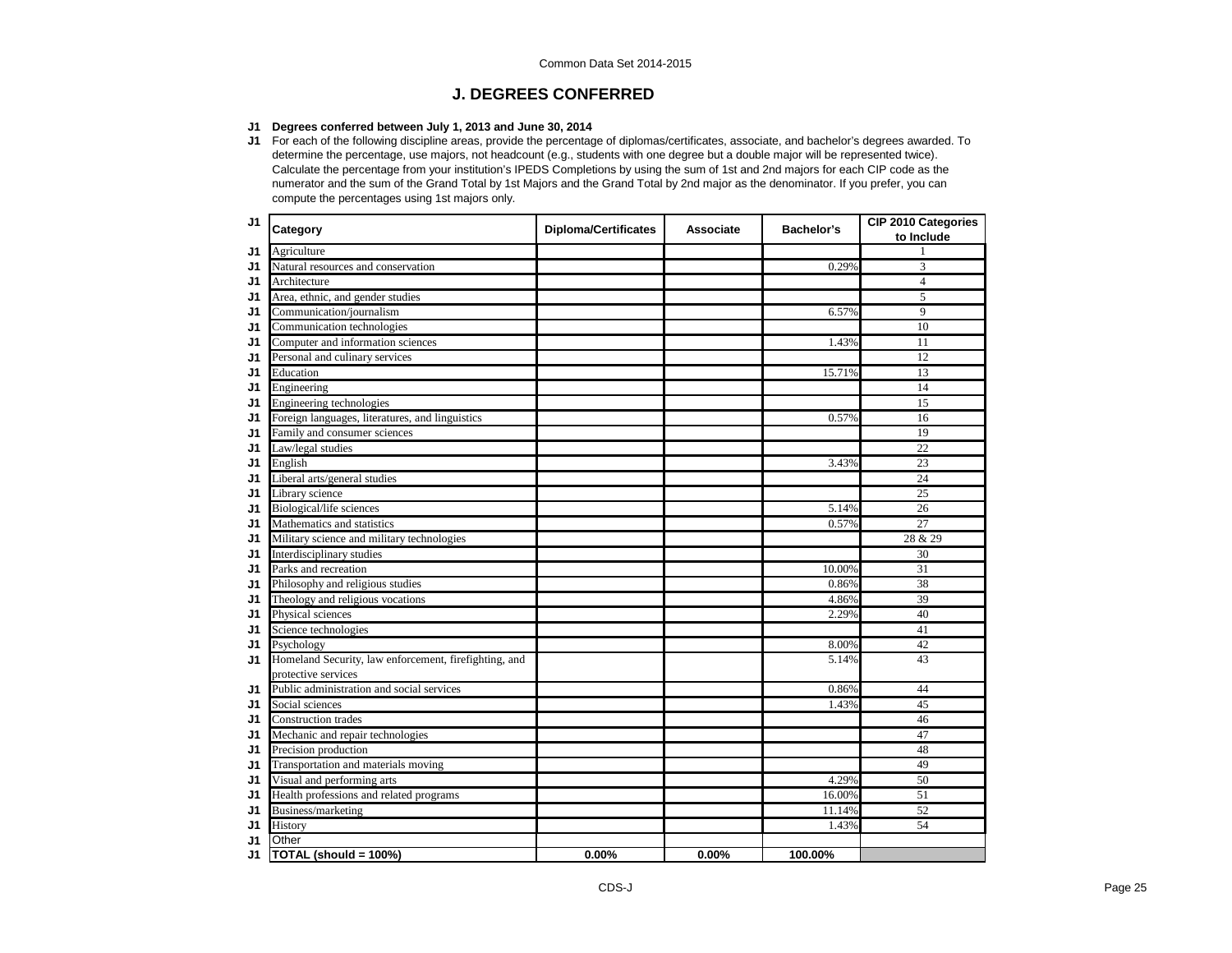Common Data Set 2014-2015

## J. DEGREES CONFERRED

**J1 Degrees conferred between July 1, 2013 and June 30, 2014**

J1 For each of the following discipline areas, provide the percentage of diplomas/certificates, associate, and bachelor's degrees awarded. To determine the percentage, use majors, not headcount (e.g., students with one degree but a double major will be represented twice). Calculate the percentage from your institution's IPEDS Completions by using the sum of 1st and 2nd majors for each CIP code as the numerator and the sum of the Grand Total by 1st Majors and the Grand Total by 2nd major as the denominator. If you prefer, you can compute the percentages using 1st majors only.

| | Category | Diploma/Certificates | Associate | Bachelor's | CIP 2010 Categories to Include |
|---|---|---|---|---|---|
| J1 | Agriculture | | | | 1 |
| J1 | Natural resources and conservation | | | 0.29% | 3 |
| J1 | Architecture | | | | 4 |
| J1 | Area, ethnic, and gender studies | | | | 5 |
| J1 | Communication/journalism | | | 6.57% | 9 |
| J1 | Communication technologies | | | | 10 |
| J1 | Computer and information sciences | | | 1.43% | 11 |
| J1 | Personal and culinary services | | | | 12 |
| J1 | Education | | | 15.71% | 13 |
| J1 | Engineering | | | | 14 |
| J1 | Engineering technologies | | | | 15 |
| J1 | Foreign languages, literatures, and linguistics | | | 0.57% | 16 |
| J1 | Family and consumer sciences | | | | 19 |
| J1 | Law/legal studies | | | | 22 |
| J1 | English | | | 3.43% | 23 |
| J1 | Liberal arts/general studies | | | | 24 |
| J1 | Library science | | | | 25 |
| J1 | Biological/life sciences | | | 5.14% | 26 |
| J1 | Mathematics and statistics | | | 0.57% | 27 |
| J1 | Military science and military technologies | | | | 28 & 29 |
| J1 | Interdisciplinary studies | | | | 30 |
| J1 | Parks and recreation | | | 10.00% | 31 |
| J1 | Philosophy and religious studies | | | 0.86% | 38 |
| J1 | Theology and religious vocations | | | 4.86% | 39 |
| J1 | Physical sciences | | | 2.29% | 40 |
| J1 | Science technologies | | | | 41 |
| J1 | Psychology | | | 8.00% | 42 |
| J1 | Homeland Security, law enforcement, firefighting, and protective services | | | 5.14% | 43 |
| J1 | Public administration and social services | | | 0.86% | 44 |
| J1 | Social sciences | | | 1.43% | 45 |
| J1 | Construction trades | | | | 46 |
| J1 | Mechanic and repair technologies | | | | 47 |
| J1 | Precision production | | | | 48 |
| J1 | Transportation and materials moving | | | | 49 |
| J1 | Visual and performing arts | | | 4.29% | 50 |
| J1 | Health professions and related programs | | | 16.00% | 51 |
| J1 | Business/marketing | | | 11.14% | 52 |
| J1 | History | | | 1.43% | 54 |
| J1 | Other | | | | |
| J1 | **TOTAL (should = 100%)** | **0.00%** | **0.00%** | **100.00%** | |

CDS-J